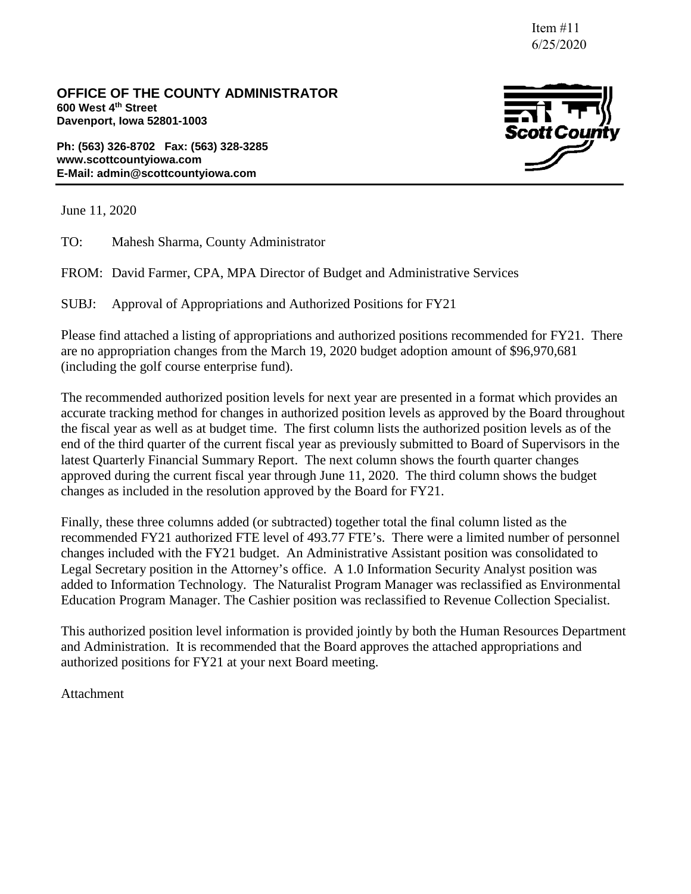Item #11
6/25/2020

**OFFICE OF THE COUNTY ADMINISTRATOR**
**600 West 4th Street**
**Davenport, Iowa 52801-1003**

**Ph: (563) 326-8702 Fax: (563) 328-3285**
**www.scottcountyiowa.com**
**E-Mail: admin@scottcountyiowa.com**

June 11, 2020

TO: Mahesh Sharma, County Administrator

FROM: David Farmer, CPA, MPA Director of Budget and Administrative Services

SUBJ: Approval of Appropriations and Authorized Positions for FY21

Please find attached a listing of appropriations and authorized positions recommended for FY21. There are no appropriation changes from the March 19, 2020 budget adoption amount of $96,970,681 (including the golf course enterprise fund).

The recommended authorized position levels for next year are presented in a format which provides an accurate tracking method for changes in authorized position levels as approved by the Board throughout the fiscal year as well as at budget time. The first column lists the authorized position levels as of the end of the third quarter of the current fiscal year as previously submitted to Board of Supervisors in the latest Quarterly Financial Summary Report. The next column shows the fourth quarter changes approved during the current fiscal year through June 11, 2020. The third column shows the budget changes as included in the resolution approved by the Board for FY21.

Finally, these three columns added (or subtracted) together total the final column listed as the recommended FY21 authorized FTE level of 493.77 FTE's. There were a limited number of personnel changes included with the FY21 budget. An Administrative Assistant position was consolidated to Legal Secretary position in the Attorney's office. A 1.0 Information Security Analyst position was added to Information Technology. The Naturalist Program Manager was reclassified as Environmental Education Program Manager. The Cashier position was reclassified to Revenue Collection Specialist.

This authorized position level information is provided jointly by both the Human Resources Department and Administration. It is recommended that the Board approves the attached appropriations and authorized positions for FY21 at your next Board meeting.

Attachment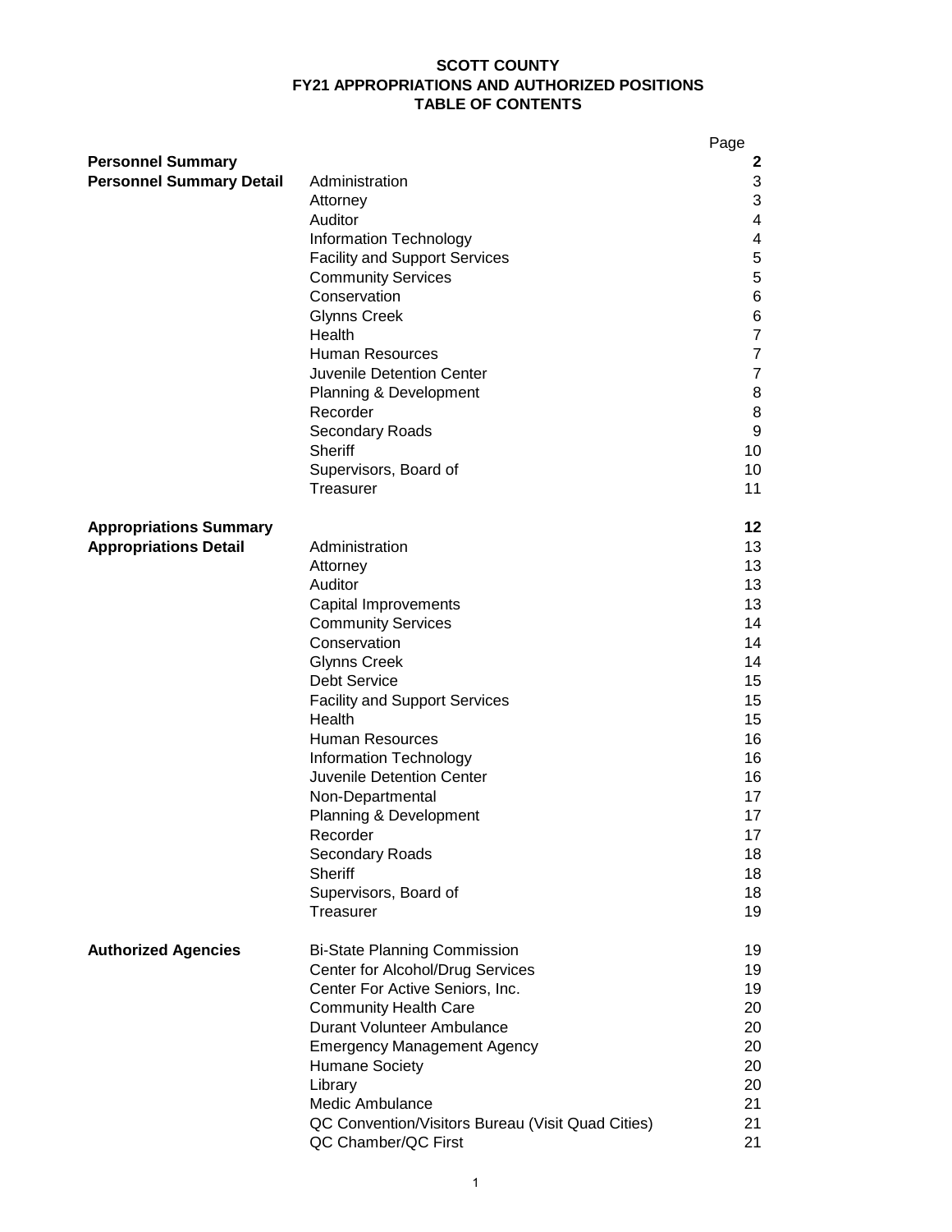# SCOTT COUNTY
## FY21 APPROPRIATIONS AND AUTHORIZED POSITIONS
## TABLE OF CONTENTS

| | | Page |
|---|---|---|
| **Personnel Summary** | | **2** |
| **Personnel Summary Detail** | Administration | 3 |
| | Attorney | 3 |
| | Auditor | 4 |
| | Information Technology | 4 |
| | Facility and Support Services | 5 |
| | Community Services | 5 |
| | Conservation | 6 |
| | Glynns Creek | 6 |
| | Health | 7 |
| | Human Resources | 7 |
| | Juvenile Detention Center | 7 |
| | Planning & Development | 8 |
| | Recorder | 8 |
| | Secondary Roads | 9 |
| | Sheriff | 10 |
| | Supervisors, Board of | 10 |
| | Treasurer | 11 |
| **Appropriations Summary** | | **12** |
| **Appropriations Detail** | Administration | 13 |
| | Attorney | 13 |
| | Auditor | 13 |
| | Capital Improvements | 13 |
| | Community Services | 14 |
| | Conservation | 14 |
| | Glynns Creek | 14 |
| | Debt Service | 15 |
| | Facility and Support Services | 15 |
| | Health | 15 |
| | Human Resources | 16 |
| | Information Technology | 16 |
| | Juvenile Detention Center | 16 |
| | Non-Departmental | 17 |
| | Planning & Development | 17 |
| | Recorder | 17 |
| | Secondary Roads | 18 |
| | Sheriff | 18 |
| | Supervisors, Board of | 18 |
| | Treasurer | 19 |
| **Authorized Agencies** | Bi-State Planning Commission | 19 |
| | Center for Alcohol/Drug Services | 19 |
| | Center For Active Seniors, Inc. | 19 |
| | Community Health Care | 20 |
| | Durant Volunteer Ambulance | 20 |
| | Emergency Management Agency | 20 |
| | Humane Society | 20 |
| | Library | 20 |
| | Medic Ambulance | 21 |
| | QC Convention/Visitors Bureau (Visit Quad Cities) | 21 |
| | QC Chamber/QC First | 21 |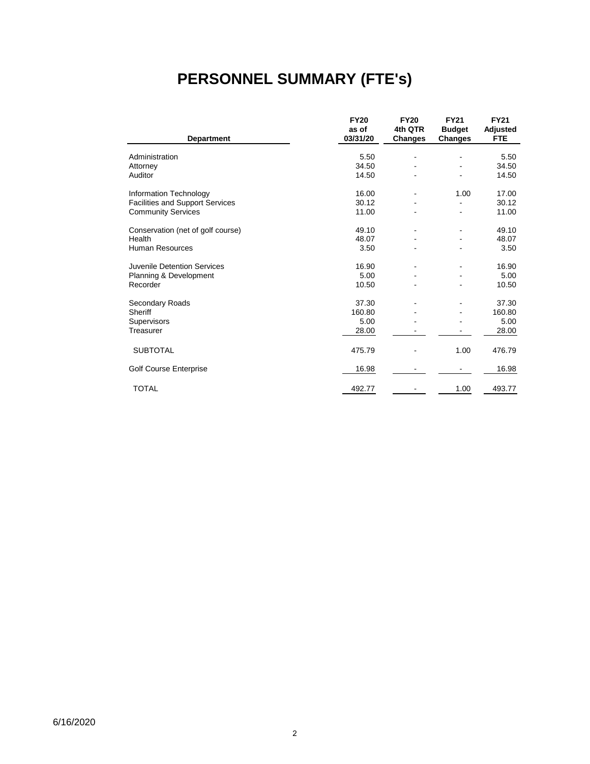# PERSONNEL SUMMARY (FTE's)

| Department | FY20 as of 03/31/20 | FY20 4th QTR Changes | FY21 Budget Changes | FY21 Adjusted FTE |
|---|---|---|---|---|
| Administration | 5.50 | - | - | 5.50 |
| Attorney | 34.50 | - | - | 34.50 |
| Auditor | 14.50 | - | - | 14.50 |
| Information Technology | 16.00 | - | 1.00 | 17.00 |
| Facilities and Support Services | 30.12 | - | - | 30.12 |
| Community Services | 11.00 | - | - | 11.00 |
| Conservation (net of golf course) | 49.10 | - | - | 49.10 |
| Health | 48.07 | - | - | 48.07 |
| Human Resources | 3.50 | - | - | 3.50 |
| Juvenile Detention Services | 16.90 | - | - | 16.90 |
| Planning & Development | 5.00 | - | - | 5.00 |
| Recorder | 10.50 | - | - | 10.50 |
| Secondary Roads | 37.30 | - | - | 37.30 |
| Sheriff | 160.80 | - | - | 160.80 |
| Supervisors | 5.00 | - | - | 5.00 |
| Treasurer | 28.00 | - | - | 28.00 |
| SUBTOTAL | 475.79 | - | 1.00 | 476.79 |
| Golf Course Enterprise | 16.98 | - | - | 16.98 |
| TOTAL | 492.77 | - | 1.00 | 493.77 |

6/16/2020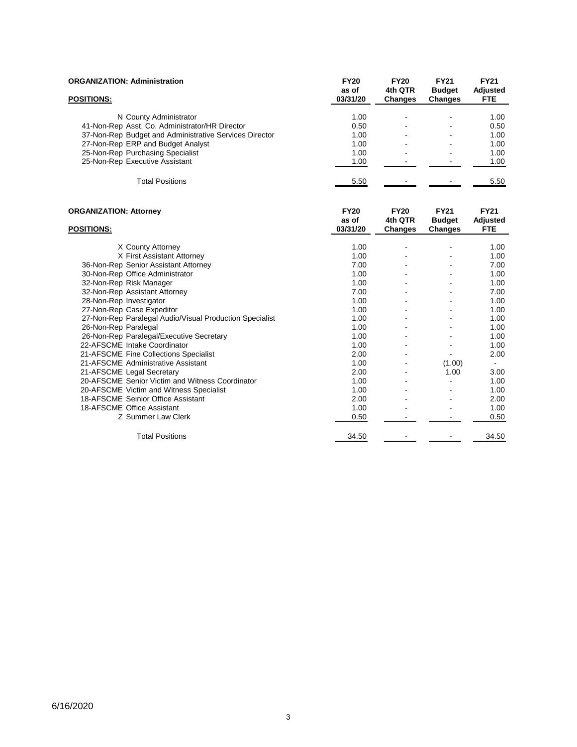**ORGANIZATION: Administration**

| POSITIONS: | FY20 as of 03/31/20 | FY20 4th QTR Changes | FY21 Budget Changes | FY21 Adjusted FTE |
|---|---|---|---|---|
| N County Administrator | 1.00 | - | - | 1.00 |
| 41-Non-Rep Asst. Co. Administrator/HR Director | 0.50 | - | - | 0.50 |
| 37-Non-Rep Budget and Administrative Services Director | 1.00 | - | - | 1.00 |
| 27-Non-Rep ERP and Budget Analyst | 1.00 | - | - | 1.00 |
| 25-Non-Rep Purchasing Specialist | 1.00 | - | - | 1.00 |
| 25-Non-Rep Executive Assistant | 1.00 | - | - | 1.00 |
| Total Positions | 5.50 | - | - | 5.50 |

**ORGANIZATION: Attorney**

| POSITIONS: | FY20 as of 03/31/20 | FY20 4th QTR Changes | FY21 Budget Changes | FY21 Adjusted FTE |
|---|---|---|---|---|
| X County Attorney | 1.00 | - | - | 1.00 |
| X First Assistant Attorney | 1.00 | - | - | 1.00 |
| 36-Non-Rep Senior Assistant Attorney | 7.00 | - | - | 7.00 |
| 30-Non-Rep Office Administrator | 1.00 | - | - | 1.00 |
| 32-Non-Rep Risk Manager | 1.00 | - | - | 1.00 |
| 32-Non-Rep Assistant Attorney | 7.00 | - | - | 7.00 |
| 28-Non-Rep Investigator | 1.00 | - | - | 1.00 |
| 27-Non-Rep Case Expeditor | 1.00 | - | - | 1.00 |
| 27-Non-Rep Paralegal Audio/Visual Production Specialist | 1.00 | - | - | 1.00 |
| 26-Non-Rep Paralegal | 1.00 | - | - | 1.00 |
| 26-Non-Rep Paralegal/Executive Secretary | 1.00 | - | - | 1.00 |
| 22-AFSCME Intake Coordinator | 1.00 | - | - | 1.00 |
| 21-AFSCME Fine Collections Specialist | 2.00 | - | - | 2.00 |
| 21-AFSCME Administrative Assistant | 1.00 | - | (1.00) | - |
| 21-AFSCME Legal Secretary | 2.00 | - | 1.00 | 3.00 |
| 20-AFSCME Senior Victim and Witness Coordinator | 1.00 | - | - | 1.00 |
| 20-AFSCME Victim and Witness Specialist | 1.00 | - | - | 1.00 |
| 18-AFSCME Seinior Office Assistant | 2.00 | - | - | 2.00 |
| 18-AFSCME Office Assistant | 1.00 | - | - | 1.00 |
| Z Summer Law Clerk | 0.50 | - | - | 0.50 |
| Total Positions | 34.50 | - | - | 34.50 |

6/16/2020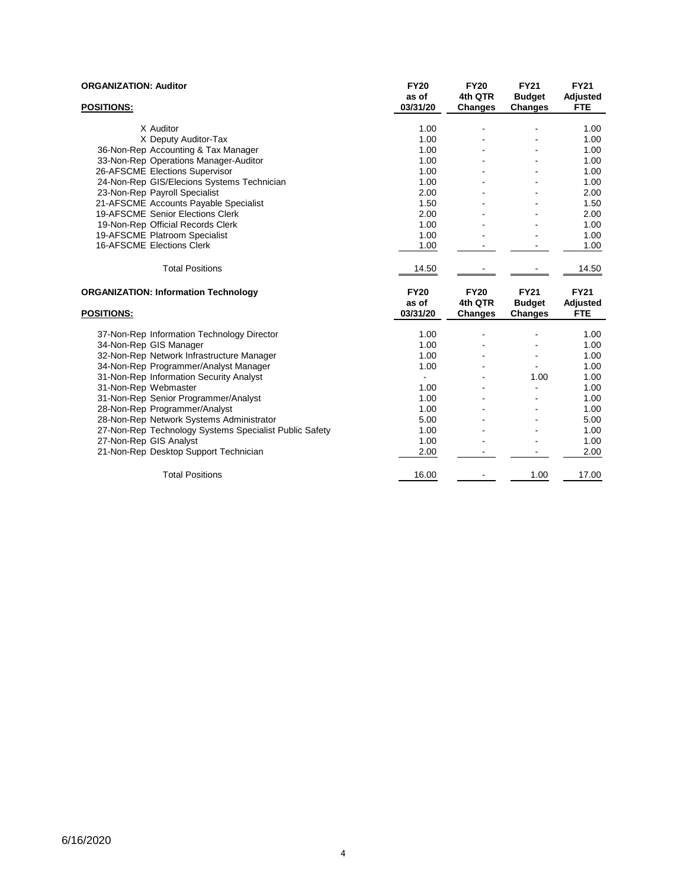## ORGANIZATION: Auditor

| POSITIONS: | FY20 as of 03/31/20 | FY20 4th QTR Changes | FY21 Budget Changes | FY21 Adjusted FTE |
|---|---|---|---|---|
| X Auditor | 1.00 | - | - | 1.00 |
| X Deputy Auditor-Tax | 1.00 | - | - | 1.00 |
| 36-Non-Rep Accounting & Tax Manager | 1.00 | - | - | 1.00 |
| 33-Non-Rep Operations Manager-Auditor | 1.00 | - | - | 1.00 |
| 26-AFSCME Elections Supervisor | 1.00 | - | - | 1.00 |
| 24-Non-Rep GIS/Elecions Systems Technician | 1.00 | - | - | 1.00 |
| 23-Non-Rep Payroll Specialist | 2.00 | - | - | 2.00 |
| 21-AFSCME Accounts Payable Specialist | 1.50 | - | - | 1.50 |
| 19-AFSCME Senior Elections Clerk | 2.00 | - | - | 2.00 |
| 19-Non-Rep Official Records Clerk | 1.00 | - | - | 1.00 |
| 19-AFSCME Platroom Specialist | 1.00 | - | - | 1.00 |
| 16-AFSCME Elections Clerk | 1.00 | - | - | 1.00 |
| Total Positions | 14.50 | - | - | 14.50 |

## ORGANIZATION: Information Technology

| POSITIONS: | FY20 as of 03/31/20 | FY20 4th QTR Changes | FY21 Budget Changes | FY21 Adjusted FTE |
|---|---|---|---|---|
| 37-Non-Rep Information Technology Director | 1.00 | - | - | 1.00 |
| 34-Non-Rep GIS Manager | 1.00 | - | - | 1.00 |
| 32-Non-Rep Network Infrastructure Manager | 1.00 | - | - | 1.00 |
| 34-Non-Rep Programmer/Analyst Manager | 1.00 | - | - | 1.00 |
| 31-Non-Rep Information Security Analyst | - | - | 1.00 | 1.00 |
| 31-Non-Rep Webmaster | 1.00 | - | - | 1.00 |
| 31-Non-Rep Senior Programmer/Analyst | 1.00 | - | - | 1.00 |
| 28-Non-Rep Programmer/Analyst | 1.00 | - | - | 1.00 |
| 28-Non-Rep Network Systems Administrator | 5.00 | - | - | 5.00 |
| 27-Non-Rep Technology Systems Specialist Public Safety | 1.00 | - | - | 1.00 |
| 27-Non-Rep GIS Analyst | 1.00 | - | - | 1.00 |
| 21-Non-Rep Desktop Support Technician | 2.00 | - | - | 2.00 |
| Total Positions | 16.00 | - | 1.00 | 17.00 |

6/16/2020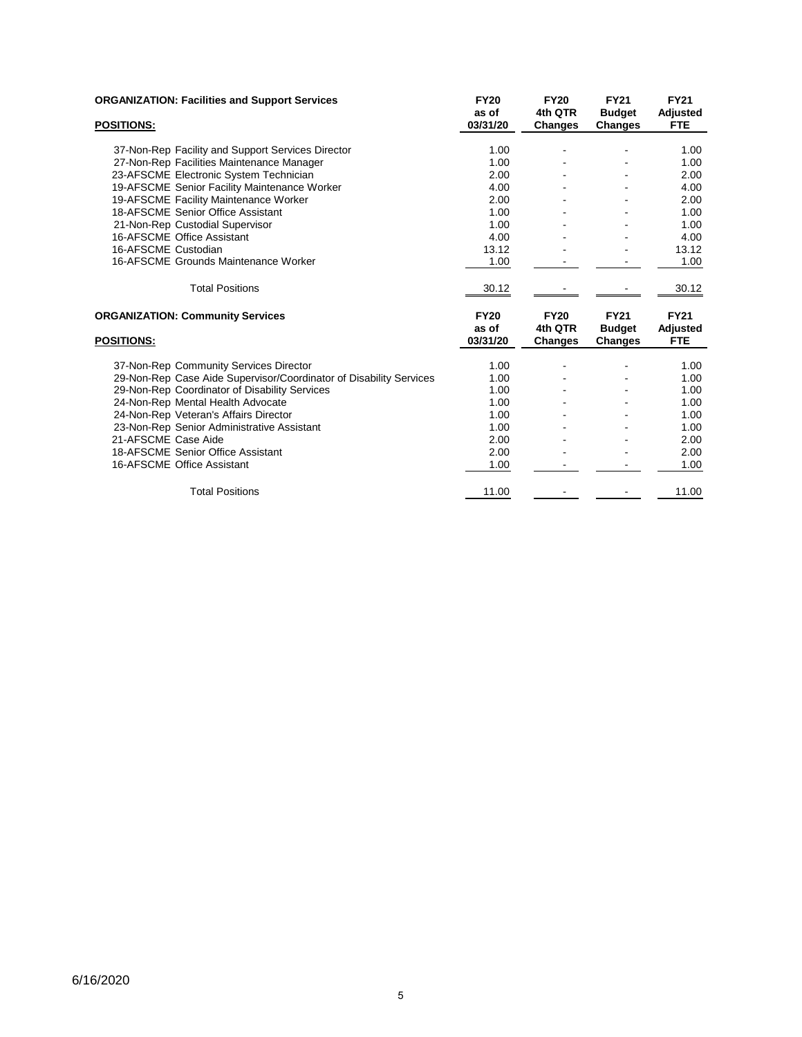## ORGANIZATION: Facilities and Support Services

| POSITIONS: | FY20 as of 03/31/20 | FY20 4th QTR Changes | FY21 Budget Changes | FY21 Adjusted FTE |
|---|---|---|---|---|
| 37-Non-Rep Facility and Support Services Director | 1.00 | - | - | 1.00 |
| 27-Non-Rep Facilities Maintenance Manager | 1.00 | - | - | 1.00 |
| 23-AFSCME Electronic System Technician | 2.00 | - | - | 2.00 |
| 19-AFSCME Senior Facility Maintenance Worker | 4.00 | - | - | 4.00 |
| 19-AFSCME Facility Maintenance Worker | 2.00 | - | - | 2.00 |
| 18-AFSCME Senior Office Assistant | 1.00 | - | - | 1.00 |
| 21-Non-Rep Custodial Supervisor | 1.00 | - | - | 1.00 |
| 16-AFSCME Office Assistant | 4.00 | - | - | 4.00 |
| 16-AFSCME Custodian | 13.12 | - | - | 13.12 |
| 16-AFSCME Grounds Maintenance Worker | 1.00 | - | - | 1.00 |
| Total Positions | 30.12 | - | - | 30.12 |

## ORGANIZATION: Community Services

| POSITIONS: | FY20 as of 03/31/20 | FY20 4th QTR Changes | FY21 Budget Changes | FY21 Adjusted FTE |
|---|---|---|---|---|
| 37-Non-Rep Community Services Director | 1.00 | - | - | 1.00 |
| 29-Non-Rep Case Aide Supervisor/Coordinator of Disability Services | 1.00 | - | - | 1.00 |
| 29-Non-Rep Coordinator of Disability Services | 1.00 | - | - | 1.00 |
| 24-Non-Rep Mental Health Advocate | 1.00 | - | - | 1.00 |
| 24-Non-Rep Veteran's Affairs Director | 1.00 | - | - | 1.00 |
| 23-Non-Rep Senior Administrative Assistant | 1.00 | - | - | 1.00 |
| 21-AFSCME Case Aide | 2.00 | - | - | 2.00 |
| 18-AFSCME Senior Office Assistant | 2.00 | - | - | 2.00 |
| 16-AFSCME Office Assistant | 1.00 | - | - | 1.00 |
| Total Positions | 11.00 | - | - | 11.00 |

6/16/2020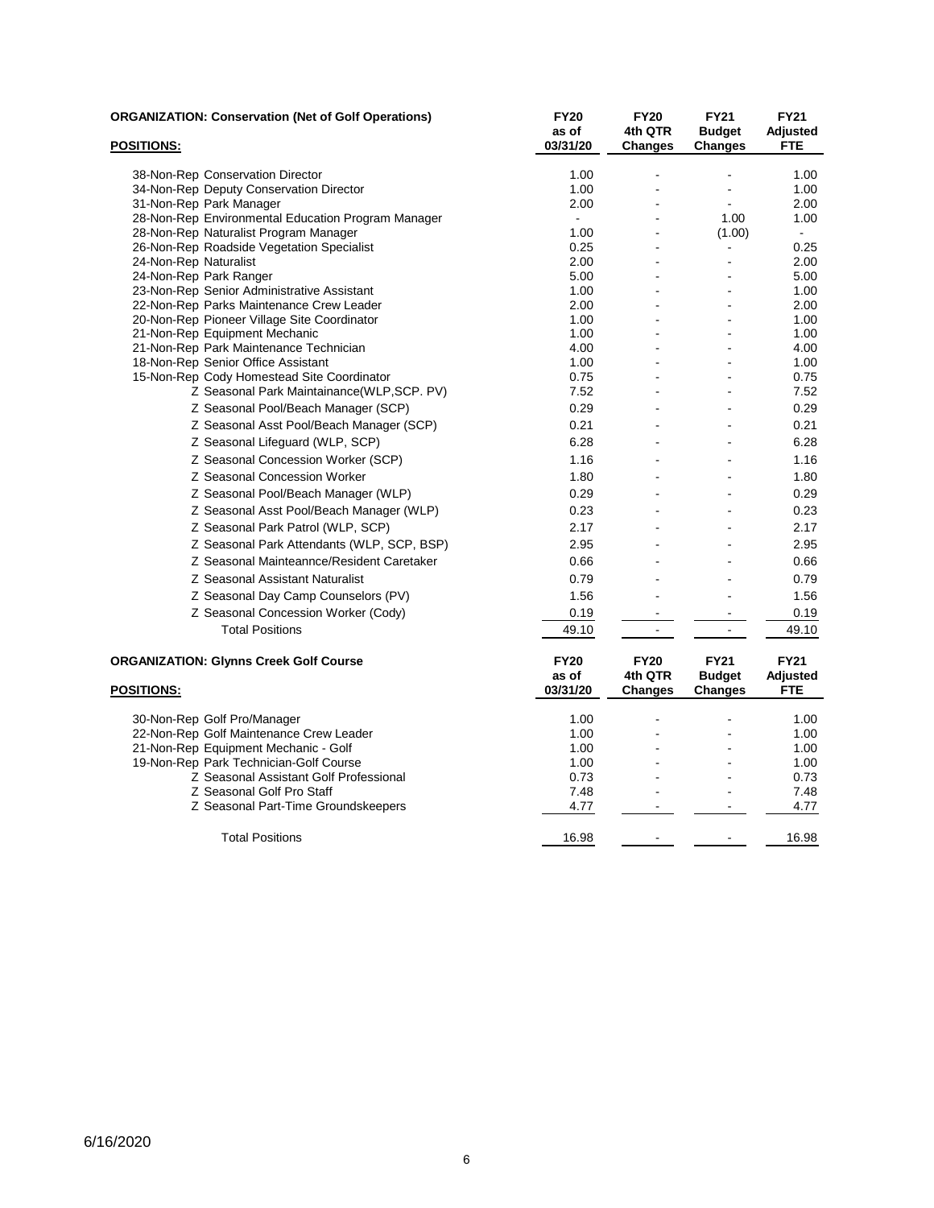**ORGANIZATION: Conservation (Net of Golf Operations)**

| POSITIONS: | FY20 as of 03/31/20 | FY20 4th QTR Changes | FY21 Budget Changes | FY21 Adjusted FTE |
|---|---|---|---|---|
| 38-Non-Rep Conservation Director | 1.00 | - | - | 1.00 |
| 34-Non-Rep Deputy Conservation Director | 1.00 | - | - | 1.00 |
| 31-Non-Rep Park Manager | 2.00 | - | - | 2.00 |
| 28-Non-Rep Environmental Education Program Manager | - | - | 1.00 | 1.00 |
| 28-Non-Rep Naturalist Program Manager | 1.00 | - | (1.00) | - |
| 26-Non-Rep Roadside Vegetation Specialist | 0.25 | - | - | 0.25 |
| 24-Non-Rep Naturalist | 2.00 | - | - | 2.00 |
| 24-Non-Rep Park Ranger | 5.00 | - | - | 5.00 |
| 23-Non-Rep Senior Administrative Assistant | 1.00 | - | - | 1.00 |
| 22-Non-Rep Parks Maintenance Crew Leader | 2.00 | - | - | 2.00 |
| 20-Non-Rep Pioneer Village Site Coordinator | 1.00 | - | - | 1.00 |
| 21-Non-Rep Equipment Mechanic | 1.00 | - | - | 1.00 |
| 21-Non-Rep Park Maintenance Technician | 4.00 | - | - | 4.00 |
| 18-Non-Rep Senior Office Assistant | 1.00 | - | - | 1.00 |
| 15-Non-Rep Cody Homestead Site Coordinator | 0.75 | - | - | 0.75 |
| Z Seasonal Park Maintainance(WLP,SCP. PV) | 7.52 | - | - | 7.52 |
| Z Seasonal Pool/Beach Manager (SCP) | 0.29 | - | - | 0.29 |
| Z Seasonal Asst Pool/Beach Manager (SCP) | 0.21 | - | - | 0.21 |
| Z Seasonal Lifeguard (WLP, SCP) | 6.28 | - | - | 6.28 |
| Z Seasonal Concession Worker (SCP) | 1.16 | - | - | 1.16 |
| Z Seasonal Concession Worker | 1.80 | - | - | 1.80 |
| Z Seasonal Pool/Beach Manager (WLP) | 0.29 | - | - | 0.29 |
| Z Seasonal Asst Pool/Beach Manager (WLP) | 0.23 | - | - | 0.23 |
| Z Seasonal Park Patrol (WLP, SCP) | 2.17 | - | - | 2.17 |
| Z Seasonal Park Attendants (WLP, SCP, BSP) | 2.95 | - | - | 2.95 |
| Z Seasonal Mainteannce/Resident Caretaker | 0.66 | - | - | 0.66 |
| Z Seasonal Assistant Naturalist | 0.79 | - | - | 0.79 |
| Z Seasonal Day Camp Counselors (PV) | 1.56 | - | - | 1.56 |
| Z Seasonal Concession Worker (Cody) | 0.19 | - | - | 0.19 |
| Total Positions | 49.10 | - | - | 49.10 |

**ORGANIZATION: Glynns Creek Golf Course**

| POSITIONS: | FY20 as of 03/31/20 | FY20 4th QTR Changes | FY21 Budget Changes | FY21 Adjusted FTE |
|---|---|---|---|---|
| 30-Non-Rep Golf Pro/Manager | 1.00 | - | - | 1.00 |
| 22-Non-Rep Golf Maintenance Crew Leader | 1.00 | - | - | 1.00 |
| 21-Non-Rep Equipment Mechanic - Golf | 1.00 | - | - | 1.00 |
| 19-Non-Rep Park Technician-Golf Course | 1.00 | - | - | 1.00 |
| Z Seasonal Assistant Golf Professional | 0.73 | - | - | 0.73 |
| Z Seasonal Golf Pro Staff | 7.48 | - | - | 7.48 |
| Z Seasonal Part-Time Groundskeepers | 4.77 | - | - | 4.77 |
| Total Positions | 16.98 | - | - | 16.98 |

6/16/2020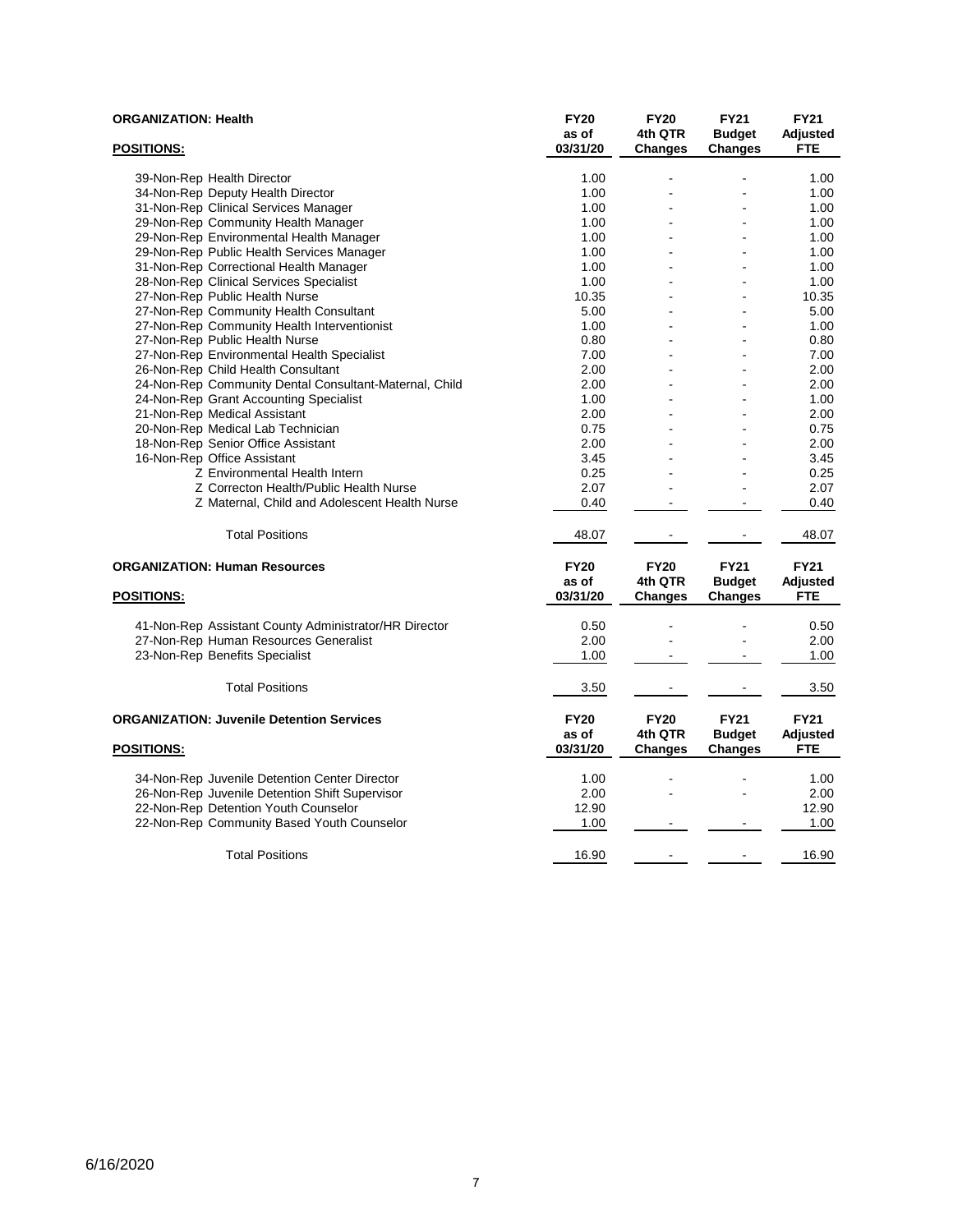| ORGANIZATION: Health | FY20 as of | FY20 4th QTR | FY21 Budget | FY21 Adjusted |
|---|---|---|---|---|
| **POSITIONS:** | **03/31/20** | **Changes** | **Changes** | **FTE** |
| 39-Non-Rep Health Director | 1.00 | - | - | 1.00 |
| 34-Non-Rep Deputy Health Director | 1.00 | - | - | 1.00 |
| 31-Non-Rep Clinical Services Manager | 1.00 | - | - | 1.00 |
| 29-Non-Rep Community Health Manager | 1.00 | - | - | 1.00 |
| 29-Non-Rep Environmental Health Manager | 1.00 | - | - | 1.00 |
| 29-Non-Rep Public Health Services Manager | 1.00 | - | - | 1.00 |
| 31-Non-Rep Correctional Health Manager | 1.00 | - | - | 1.00 |
| 28-Non-Rep Clinical Services Specialist | 1.00 | - | - | 1.00 |
| 27-Non-Rep Public Health Nurse | 10.35 | - | - | 10.35 |
| 27-Non-Rep Community Health Consultant | 5.00 | - | - | 5.00 |
| 27-Non-Rep Community Health Interventionist | 1.00 | - | - | 1.00 |
| 27-Non-Rep Public Health Nurse | 0.80 | - | - | 0.80 |
| 27-Non-Rep Environmental Health Specialist | 7.00 | - | - | 7.00 |
| 26-Non-Rep Child Health Consultant | 2.00 | - | - | 2.00 |
| 24-Non-Rep Community Dental Consultant-Maternal, Child | 2.00 | - | - | 2.00 |
| 24-Non-Rep Grant Accounting Specialist | 1.00 | - | - | 1.00 |
| 21-Non-Rep Medical Assistant | 2.00 | - | - | 2.00 |
| 20-Non-Rep Medical Lab Technician | 0.75 | - | - | 0.75 |
| 18-Non-Rep Senior Office Assistant | 2.00 | - | - | 2.00 |
| 16-Non-Rep Office Assistant | 3.45 | - | - | 3.45 |
| Z Environmental Health Intern | 0.25 | - | - | 0.25 |
| Z Correcton Health/Public Health Nurse | 2.07 | - | - | 2.07 |
| Z Maternal, Child and Adolescent Health Nurse | 0.40 | - | - | 0.40 |
| Total Positions | 48.07 | - | - | 48.07 |

| ORGANIZATION: Human Resources | FY20 as of | FY20 4th QTR | FY21 Budget | FY21 Adjusted |
|---|---|---|---|---|
| **POSITIONS:** | **03/31/20** | **Changes** | **Changes** | **FTE** |
| 41-Non-Rep Assistant County Administrator/HR Director | 0.50 | - | - | 0.50 |
| 27-Non-Rep Human Resources Generalist | 2.00 | - | - | 2.00 |
| 23-Non-Rep Benefits Specialist | 1.00 | - | - | 1.00 |
| Total Positions | 3.50 | - | - | 3.50 |

| ORGANIZATION: Juvenile Detention Services | FY20 as of | FY20 4th QTR | FY21 Budget | FY21 Adjusted |
|---|---|---|---|---|
| **POSITIONS:** | **03/31/20** | **Changes** | **Changes** | **FTE** |
| 34-Non-Rep Juvenile Detention Center Director | 1.00 | - | - | 1.00 |
| 26-Non-Rep Juvenile Detention Shift Supervisor | 2.00 | - | - | 2.00 |
| 22-Non-Rep Detention Youth Counselor | 12.90 | | | 12.90 |
| 22-Non-Rep Community Based Youth Counselor | 1.00 | - | - | 1.00 |
| Total Positions | 16.90 | - | - | 16.90 |

6/16/2020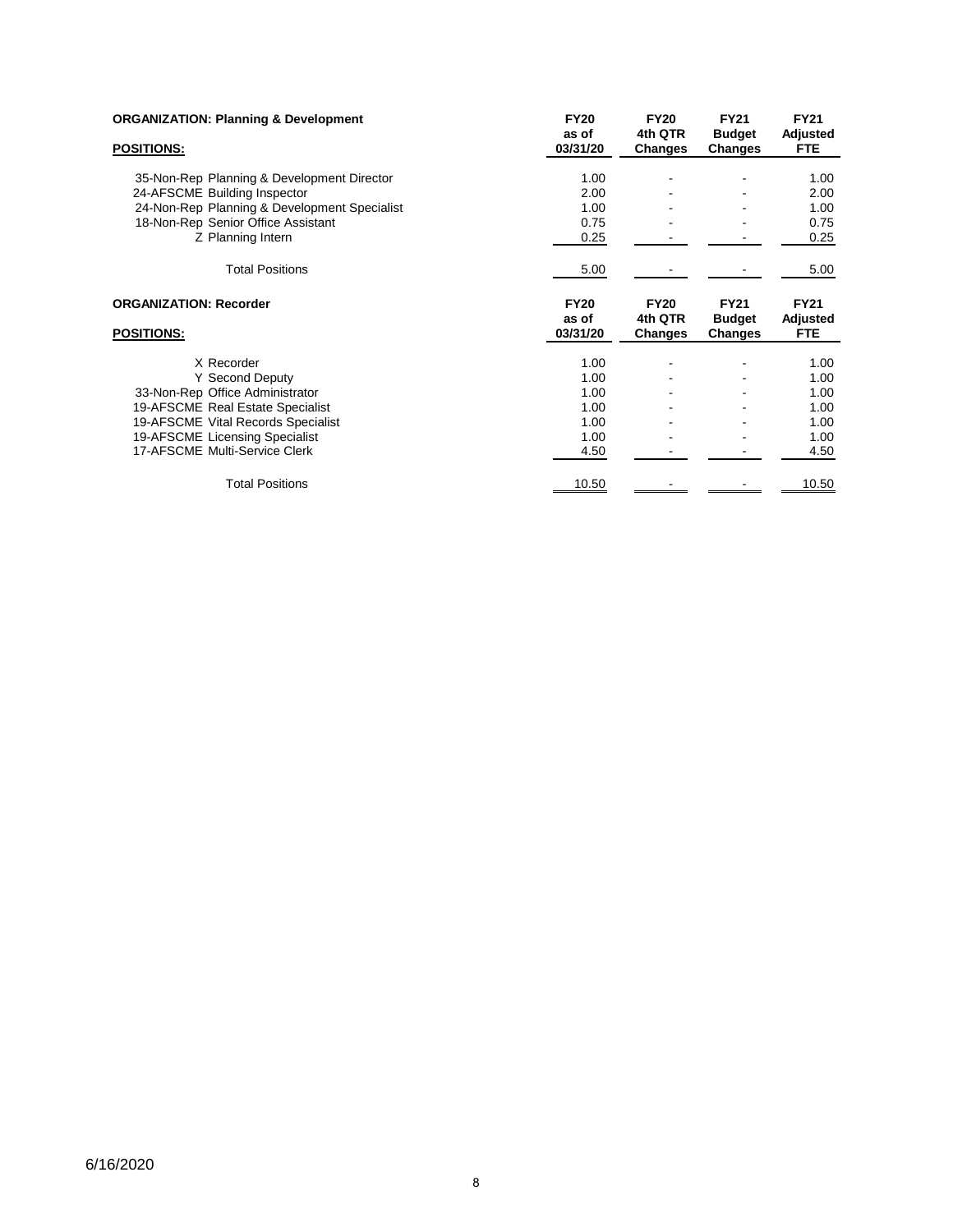| ORGANIZATION: Planning & Development | FY20 as of 03/31/20 | FY20 4th QTR Changes | FY21 Budget Changes | FY21 Adjusted FTE |
|---|---|---|---|---|
| **POSITIONS:** | | | | |
| 35-Non-Rep Planning & Development Director | 1.00 | - | - | 1.00 |
| 24-AFSCME Building Inspector | 2.00 | - | - | 2.00 |
| 24-Non-Rep Planning & Development Specialist | 1.00 | - | - | 1.00 |
| 18-Non-Rep Senior Office Assistant | 0.75 | - | - | 0.75 |
| Z Planning Intern | 0.25 | - | - | 0.25 |
| Total Positions | 5.00 | - | - | 5.00 |

| ORGANIZATION: Recorder | FY20 as of 03/31/20 | FY20 4th QTR Changes | FY21 Budget Changes | FY21 Adjusted FTE |
|---|---|---|---|---|
| **POSITIONS:** | | | | |
| X Recorder | 1.00 | - | - | 1.00 |
| Y Second Deputy | 1.00 | - | - | 1.00 |
| 33-Non-Rep Office Administrator | 1.00 | - | - | 1.00 |
| 19-AFSCME Real Estate Specialist | 1.00 | - | - | 1.00 |
| 19-AFSCME Vital Records Specialist | 1.00 | - | - | 1.00 |
| 19-AFSCME Licensing Specialist | 1.00 | - | - | 1.00 |
| 17-AFSCME Multi-Service Clerk | 4.50 | - | - | 4.50 |
| Total Positions | 10.50 | - | - | 10.50 |

6/16/2020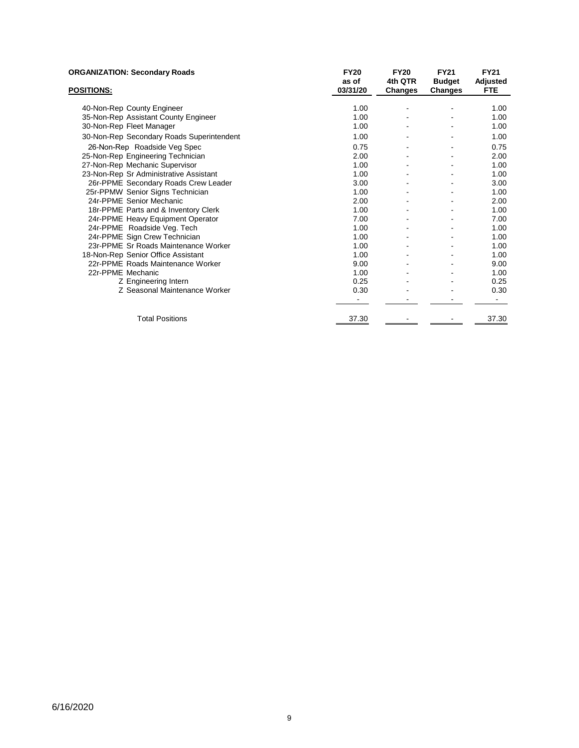**ORGANIZATION: Secondary Roads**

| POSITIONS: | FY20 as of 03/31/20 | FY20 4th QTR Changes | FY21 Budget Changes | FY21 Adjusted FTE |
|---|---|---|---|---|
| 40-Non-Rep County Engineer | 1.00 | - | - | 1.00 |
| 35-Non-Rep Assistant County Engineer | 1.00 | - | - | 1.00 |
| 30-Non-Rep Fleet Manager | 1.00 | - | - | 1.00 |
| 30-Non-Rep Secondary Roads Superintendent | 1.00 | - | - | 1.00 |
| 26-Non-Rep Roadside Veg Spec | 0.75 | - | - | 0.75 |
| 25-Non-Rep Engineering Technician | 2.00 | - | - | 2.00 |
| 27-Non-Rep Mechanic Supervisor | 1.00 | - | - | 1.00 |
| 23-Non-Rep Sr Administrative Assistant | 1.00 | - | - | 1.00 |
| 26r-PPME Secondary Roads Crew Leader | 3.00 | - | - | 3.00 |
| 25r-PPMW Senior Signs Technician | 1.00 | - | - | 1.00 |
| 24r-PPME Senior Mechanic | 2.00 | - | - | 2.00 |
| 18r-PPME Parts and & Inventory Clerk | 1.00 | - | - | 1.00 |
| 24r-PPME Heavy Equipment Operator | 7.00 | - | - | 7.00 |
| 24r-PPME Roadside Veg. Tech | 1.00 | - | - | 1.00 |
| 24r-PPME Sign Crew Technician | 1.00 | - | - | 1.00 |
| 23r-PPME Sr Roads Maintenance Worker | 1.00 | - | - | 1.00 |
| 18-Non-Rep Senior Office Assistant | 1.00 | - | - | 1.00 |
| 22r-PPME Roads Maintenance Worker | 9.00 | - | - | 9.00 |
| 22r-PPME Mechanic | 1.00 | - | - | 1.00 |
| Z Engineering Intern | 0.25 | - | - | 0.25 |
| Z Seasonal Maintenance Worker | 0.30 | - | - | 0.30 |
| | - | - | - | - |
| Total Positions | 37.30 | - | - | 37.30 |

6/16/2020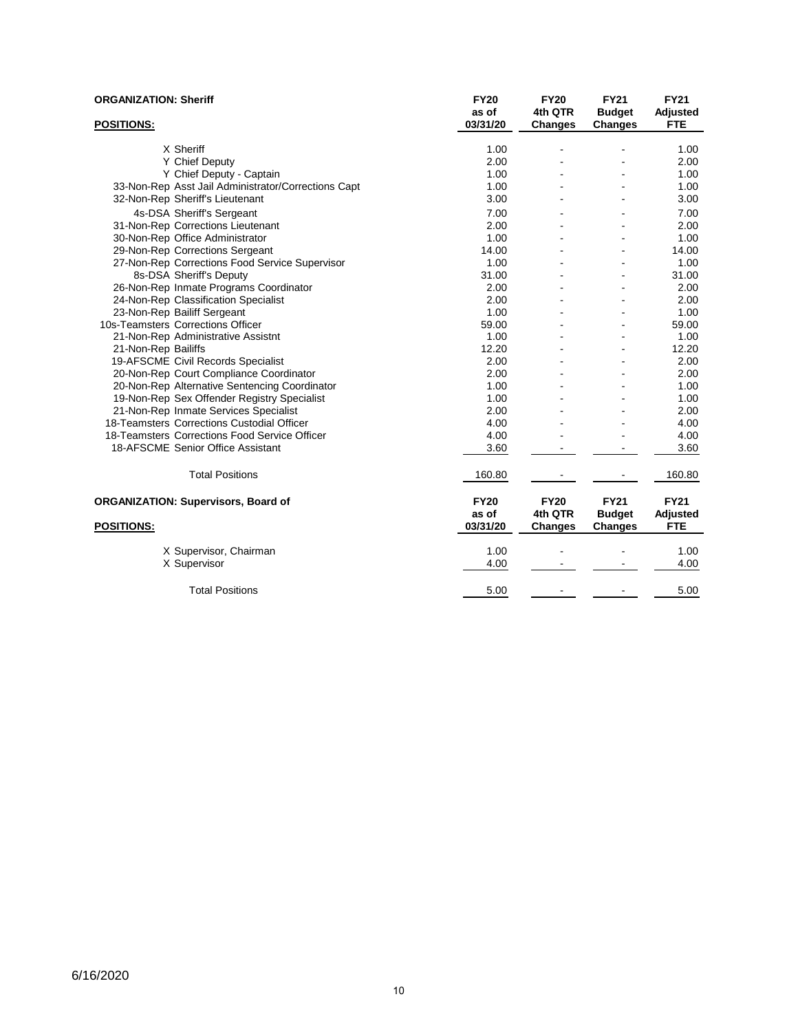**ORGANIZATION: Sheriff**

| POSITIONS: | FY20 as of 03/31/20 | FY20 4th QTR Changes | FY21 Budget Changes | FY21 Adjusted FTE |
|---|---|---|---|---|
| X Sheriff | 1.00 | - | - | 1.00 |
| Y Chief Deputy | 2.00 | - | - | 2.00 |
| Y Chief Deputy - Captain | 1.00 | - | - | 1.00 |
| 33-Non-Rep Asst Jail Administrator/Corrections Capt | 1.00 | - | - | 1.00 |
| 32-Non-Rep Sheriff's Lieutenant | 3.00 | - | - | 3.00 |
| 4s-DSA Sheriff's Sergeant | 7.00 | - | - | 7.00 |
| 31-Non-Rep Corrections Lieutenant | 2.00 | - | - | 2.00 |
| 30-Non-Rep Office Administrator | 1.00 | - | - | 1.00 |
| 29-Non-Rep Corrections Sergeant | 14.00 | - | - | 14.00 |
| 27-Non-Rep Corrections Food Service Supervisor | 1.00 | - | - | 1.00 |
| 8s-DSA Sheriff's Deputy | 31.00 | - | - | 31.00 |
| 26-Non-Rep Inmate Programs Coordinator | 2.00 | - | - | 2.00 |
| 24-Non-Rep Classification Specialist | 2.00 | - | - | 2.00 |
| 23-Non-Rep Bailiff Sergeant | 1.00 | - | - | 1.00 |
| 10s-Teamsters Corrections Officer | 59.00 | - | - | 59.00 |
| 21-Non-Rep Administrative Assistnt | 1.00 | - | - | 1.00 |
| 21-Non-Rep Bailiffs | 12.20 | - | - | 12.20 |
| 19-AFSCME Civil Records Specialist | 2.00 | - | - | 2.00 |
| 20-Non-Rep Court Compliance Coordinator | 2.00 | - | - | 2.00 |
| 20-Non-Rep Alternative Sentencing Coordinator | 1.00 | - | - | 1.00 |
| 19-Non-Rep Sex Offender Registry Specialist | 1.00 | - | - | 1.00 |
| 21-Non-Rep Inmate Services Specialist | 2.00 | - | - | 2.00 |
| 18-Teamsters Corrections Custodial Officer | 4.00 | - | - | 4.00 |
| 18-Teamsters Corrections Food Service Officer | 4.00 | - | - | 4.00 |
| 18-AFSCME Senior Office Assistant | 3.60 | - | - | 3.60 |
| Total Positions | 160.80 | - | - | 160.80 |

**ORGANIZATION: Supervisors, Board of**

| POSITIONS: | FY20 as of 03/31/20 | FY20 4th QTR Changes | FY21 Budget Changes | FY21 Adjusted FTE |
|---|---|---|---|---|
| X Supervisor, Chairman | 1.00 | - | - | 1.00 |
| X Supervisor | 4.00 | - | - | 4.00 |
| Total Positions | 5.00 | - | - | 5.00 |

6/16/2020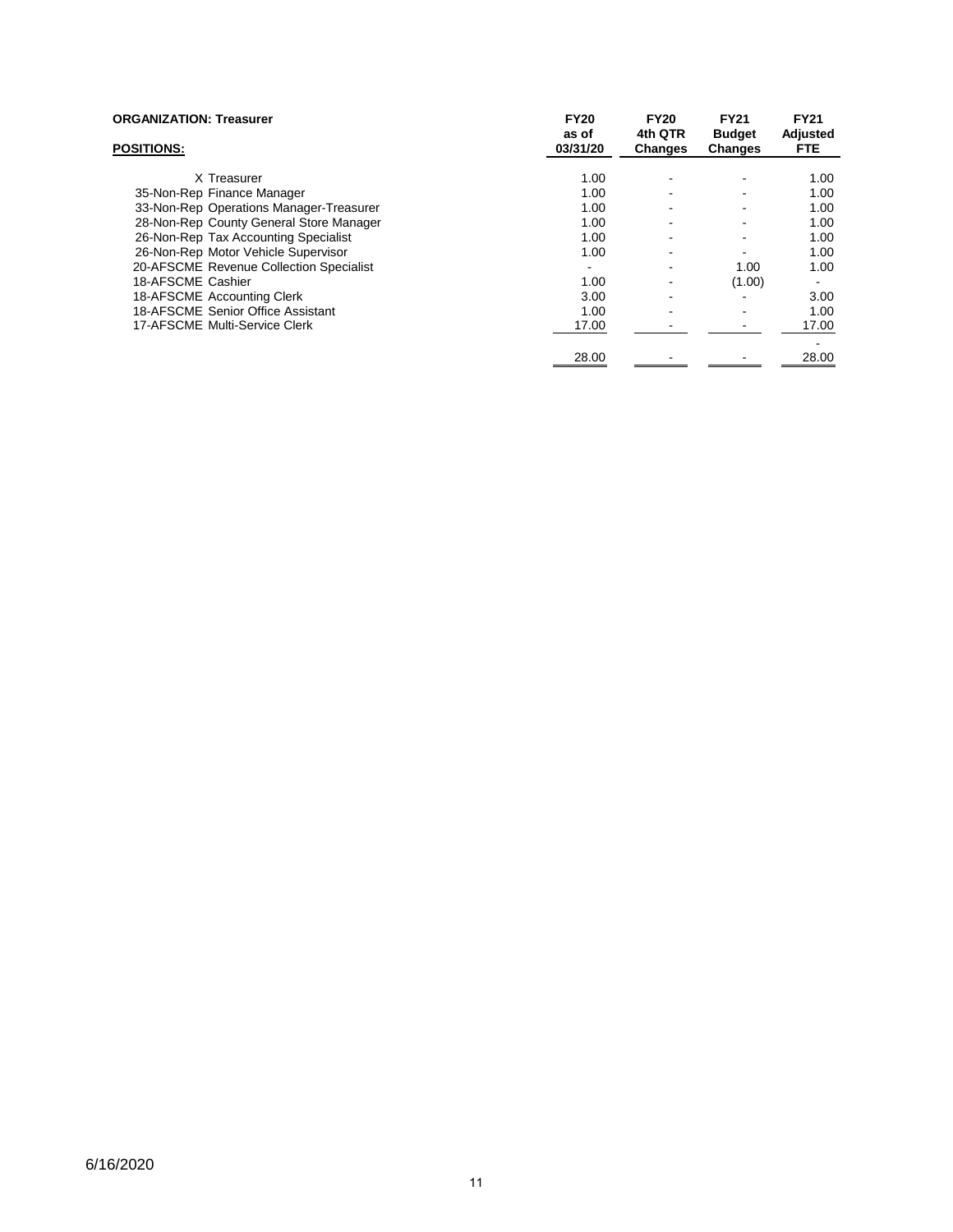**ORGANIZATION: Treasurer**

| **POSITIONS:** | **FY20 as of 03/31/20** | **FY20 4th QTR Changes** | **FY21 Budget Changes** | **FY21 Adjusted FTE** |
|---|---|---|---|---|
| X Treasurer | 1.00 | - | - | 1.00 |
| 35-Non-Rep Finance Manager | 1.00 | - | - | 1.00 |
| 33-Non-Rep Operations Manager-Treasurer | 1.00 | - | - | 1.00 |
| 28-Non-Rep County General Store Manager | 1.00 | - | - | 1.00 |
| 26-Non-Rep Tax Accounting Specialist | 1.00 | - | - | 1.00 |
| 26-Non-Rep Motor Vehicle Supervisor | 1.00 | - | - | 1.00 |
| 20-AFSCME Revenue Collection Specialist | - | - | 1.00 | 1.00 |
| 18-AFSCME Cashier | 1.00 | - | (1.00) | - |
| 18-AFSCME Accounting Clerk | 3.00 | - | - | 3.00 |
| 18-AFSCME Senior Office Assistant | 1.00 | - | - | 1.00 |
| 17-AFSCME Multi-Service Clerk | 17.00 | - | - | 17.00 |
| | | | | - |
| | 28.00 | - | - | 28.00 |

6/16/2020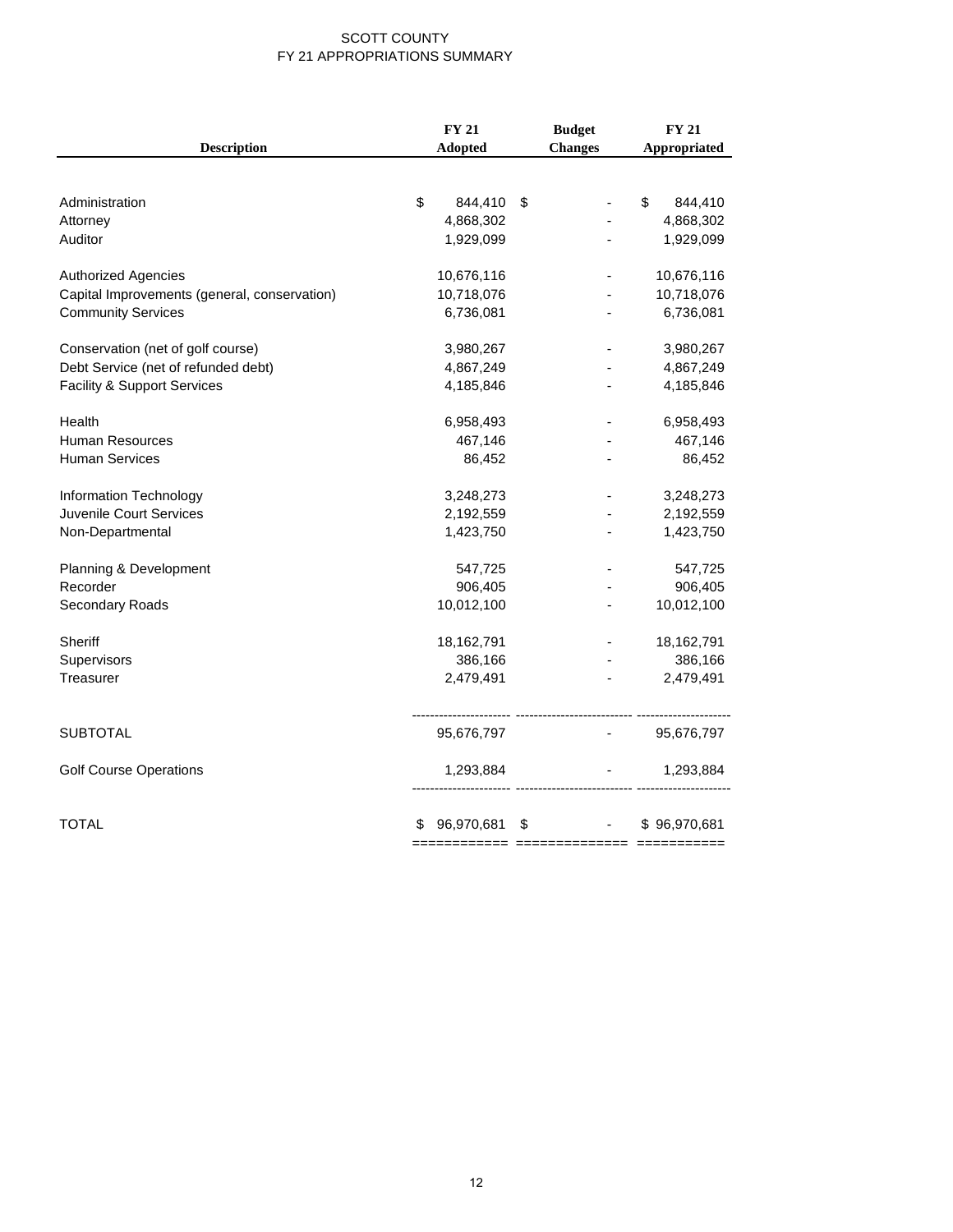# SCOTT COUNTY
## FY 21 APPROPRIATIONS SUMMARY

| Description | FY 21 Adopted | Budget Changes | FY 21 Appropriated |
|---|---|---|---|
| Administration | $ 844,410 | $ - | $ 844,410 |
| Attorney | 4,868,302 | - | 4,868,302 |
| Auditor | 1,929,099 | - | 1,929,099 |
| Authorized Agencies | 10,676,116 | - | 10,676,116 |
| Capital Improvements (general, conservation) | 10,718,076 | - | 10,718,076 |
| Community Services | 6,736,081 | - | 6,736,081 |
| Conservation (net of golf course) | 3,980,267 | - | 3,980,267 |
| Debt Service (net of refunded debt) | 4,867,249 | - | 4,867,249 |
| Facility & Support Services | 4,185,846 | - | 4,185,846 |
| Health | 6,958,493 | - | 6,958,493 |
| Human Resources | 467,146 | - | 467,146 |
| Human Services | 86,452 | - | 86,452 |
| Information Technology | 3,248,273 | - | 3,248,273 |
| Juvenile Court Services | 2,192,559 | - | 2,192,559 |
| Non-Departmental | 1,423,750 | - | 1,423,750 |
| Planning & Development | 547,725 | - | 547,725 |
| Recorder | 906,405 | - | 906,405 |
| Secondary Roads | 10,012,100 | - | 10,012,100 |
| Sheriff | 18,162,791 | - | 18,162,791 |
| Supervisors | 386,166 | - | 386,166 |
| Treasurer | 2,479,491 | - | 2,479,491 |
| SUBTOTAL | 95,676,797 | - | 95,676,797 |
| Golf Course Operations | 1,293,884 | - | 1,293,884 |
| TOTAL | $ 96,970,681 | $ - | $ 96,970,681 |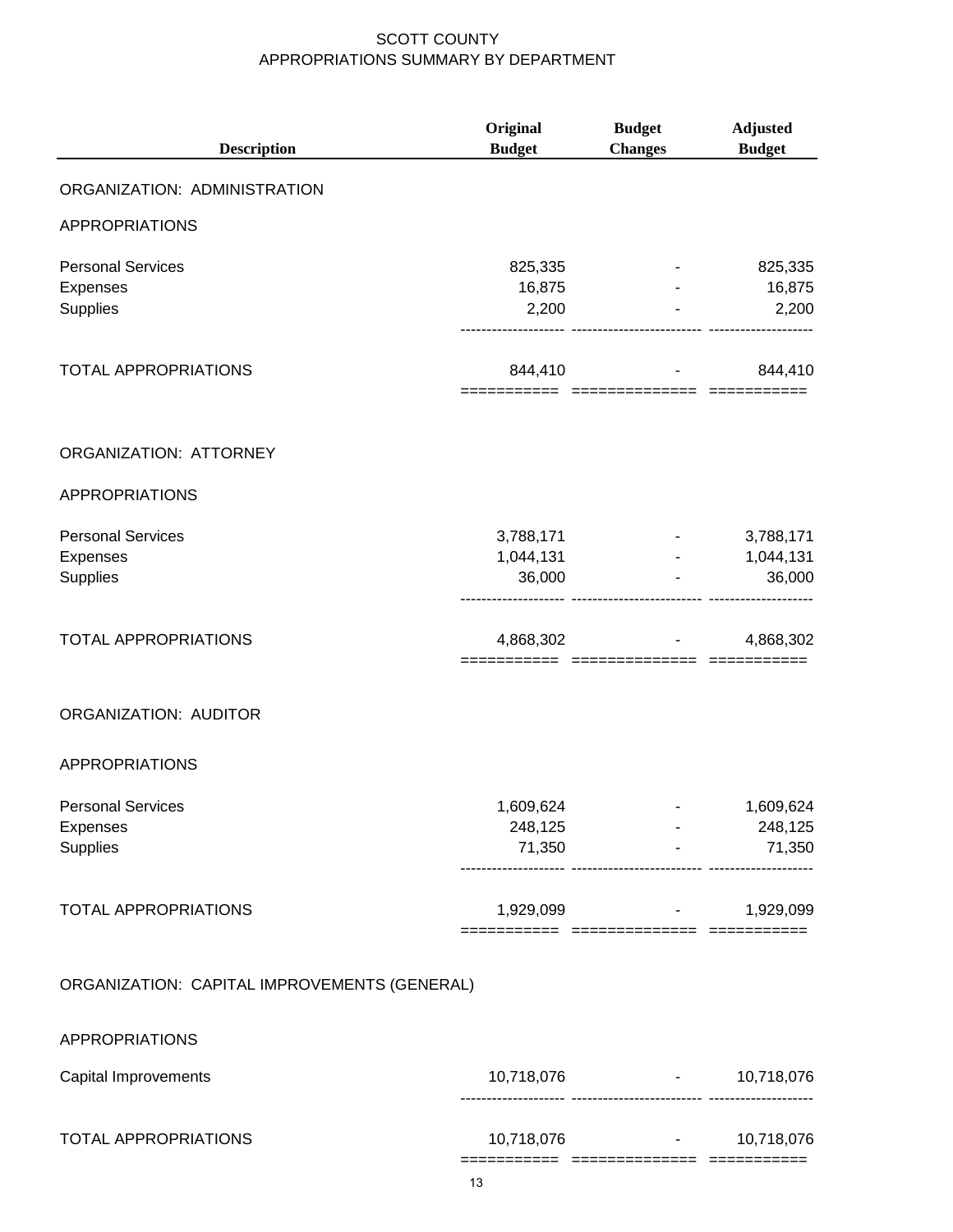# SCOTT COUNTY
## APPROPRIATIONS SUMMARY BY DEPARTMENT

| Description | Original Budget | Budget Changes | Adjusted Budget |
|---|---|---|---|
| **ORGANIZATION: ADMINISTRATION** | | | |
| APPROPRIATIONS | | | |
| Personal Services | 825,335 | - | 825,335 |
| Expenses | 16,875 | - | 16,875 |
| Supplies | 2,200 | - | 2,200 |
| TOTAL APPROPRIATIONS | 844,410 | - | 844,410 |
| **ORGANIZATION: ATTORNEY** | | | |
| APPROPRIATIONS | | | |
| Personal Services | 3,788,171 | - | 3,788,171 |
| Expenses | 1,044,131 | - | 1,044,131 |
| Supplies | 36,000 | - | 36,000 |
| TOTAL APPROPRIATIONS | 4,868,302 | - | 4,868,302 |
| **ORGANIZATION: AUDITOR** | | | |
| APPROPRIATIONS | | | |
| Personal Services | 1,609,624 | - | 1,609,624 |
| Expenses | 248,125 | - | 248,125 |
| Supplies | 71,350 | - | 71,350 |
| TOTAL APPROPRIATIONS | 1,929,099 | - | 1,929,099 |
| **ORGANIZATION: CAPITAL IMPROVEMENTS (GENERAL)** | | | |
| APPROPRIATIONS | | | |
| Capital Improvements | 10,718,076 | - | 10,718,076 |
| TOTAL APPROPRIATIONS | 10,718,076 | - | 10,718,076 |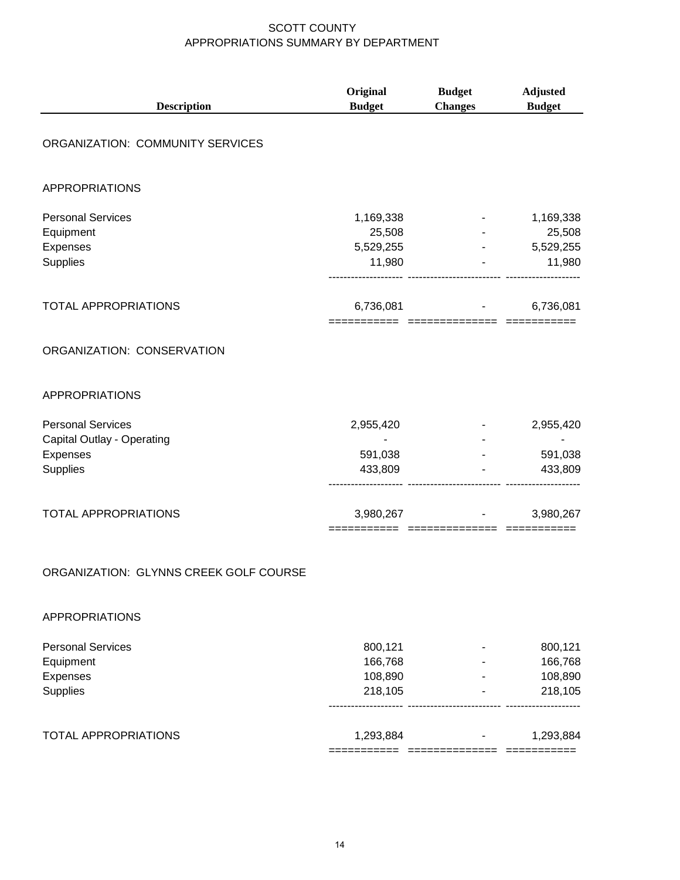# SCOTT COUNTY
## APPROPRIATIONS SUMMARY BY DEPARTMENT

| Description | Original Budget | Budget Changes | Adjusted Budget |
|---|---|---|---|
| **ORGANIZATION: COMMUNITY SERVICES** | | | |
| APPROPRIATIONS | | | |
| Personal Services | 1,169,338 | - | 1,169,338 |
| Equipment | 25,508 | - | 25,508 |
| Expenses | 5,529,255 | - | 5,529,255 |
| Supplies | 11,980 | - | 11,980 |
| TOTAL APPROPRIATIONS | 6,736,081 | - | 6,736,081 |
| **ORGANIZATION: CONSERVATION** | | | |
| APPROPRIATIONS | | | |
| Personal Services | 2,955,420 | - | 2,955,420 |
| Capital Outlay - Operating | - | - | - |
| Expenses | 591,038 | - | 591,038 |
| Supplies | 433,809 | - | 433,809 |
| TOTAL APPROPRIATIONS | 3,980,267 | - | 3,980,267 |
| **ORGANIZATION: GLYNNS CREEK GOLF COURSE** | | | |
| APPROPRIATIONS | | | |
| Personal Services | 800,121 | - | 800,121 |
| Equipment | 166,768 | - | 166,768 |
| Expenses | 108,890 | - | 108,890 |
| Supplies | 218,105 | - | 218,105 |
| TOTAL APPROPRIATIONS | 1,293,884 | - | 1,293,884 |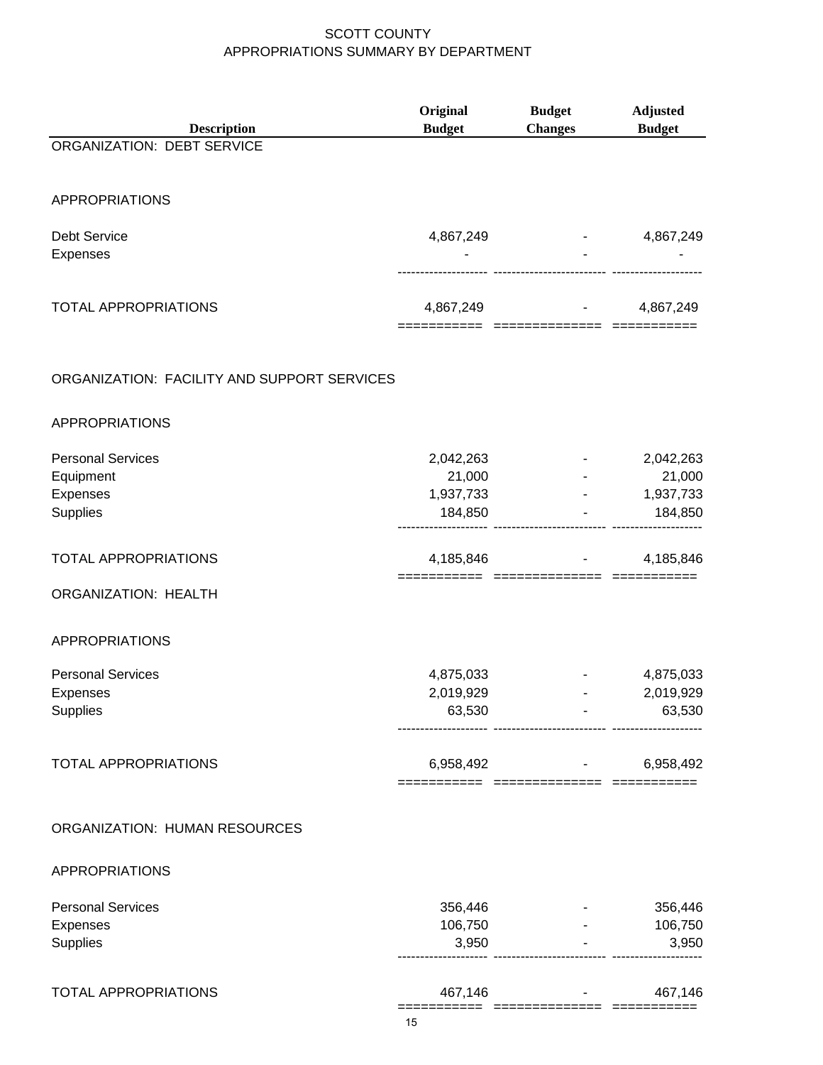# SCOTT COUNTY
## APPROPRIATIONS SUMMARY BY DEPARTMENT

| Description | Original Budget | Budget Changes | Adjusted Budget |
|---|---|---|---|
| **ORGANIZATION: DEBT SERVICE** | | | |
| APPROPRIATIONS | | | |
| Debt Service | 4,867,249 | - | 4,867,249 |
| Expenses | - | - | - |
| TOTAL APPROPRIATIONS | 4,867,249 | - | 4,867,249 |
| **ORGANIZATION: FACILITY AND SUPPORT SERVICES** | | | |
| APPROPRIATIONS | | | |
| Personal Services | 2,042,263 | - | 2,042,263 |
| Equipment | 21,000 | - | 21,000 |
| Expenses | 1,937,733 | - | 1,937,733 |
| Supplies | 184,850 | - | 184,850 |
| TOTAL APPROPRIATIONS | 4,185,846 | - | 4,185,846 |
| **ORGANIZATION: HEALTH** | | | |
| APPROPRIATIONS | | | |
| Personal Services | 4,875,033 | - | 4,875,033 |
| Expenses | 2,019,929 | - | 2,019,929 |
| Supplies | 63,530 | - | 63,530 |
| TOTAL APPROPRIATIONS | 6,958,492 | - | 6,958,492 |
| **ORGANIZATION: HUMAN RESOURCES** | | | |
| APPROPRIATIONS | | | |
| Personal Services | 356,446 | - | 356,446 |
| Expenses | 106,750 | - | 106,750 |
| Supplies | 3,950 | - | 3,950 |
| TOTAL APPROPRIATIONS | 467,146 | - | 467,146 |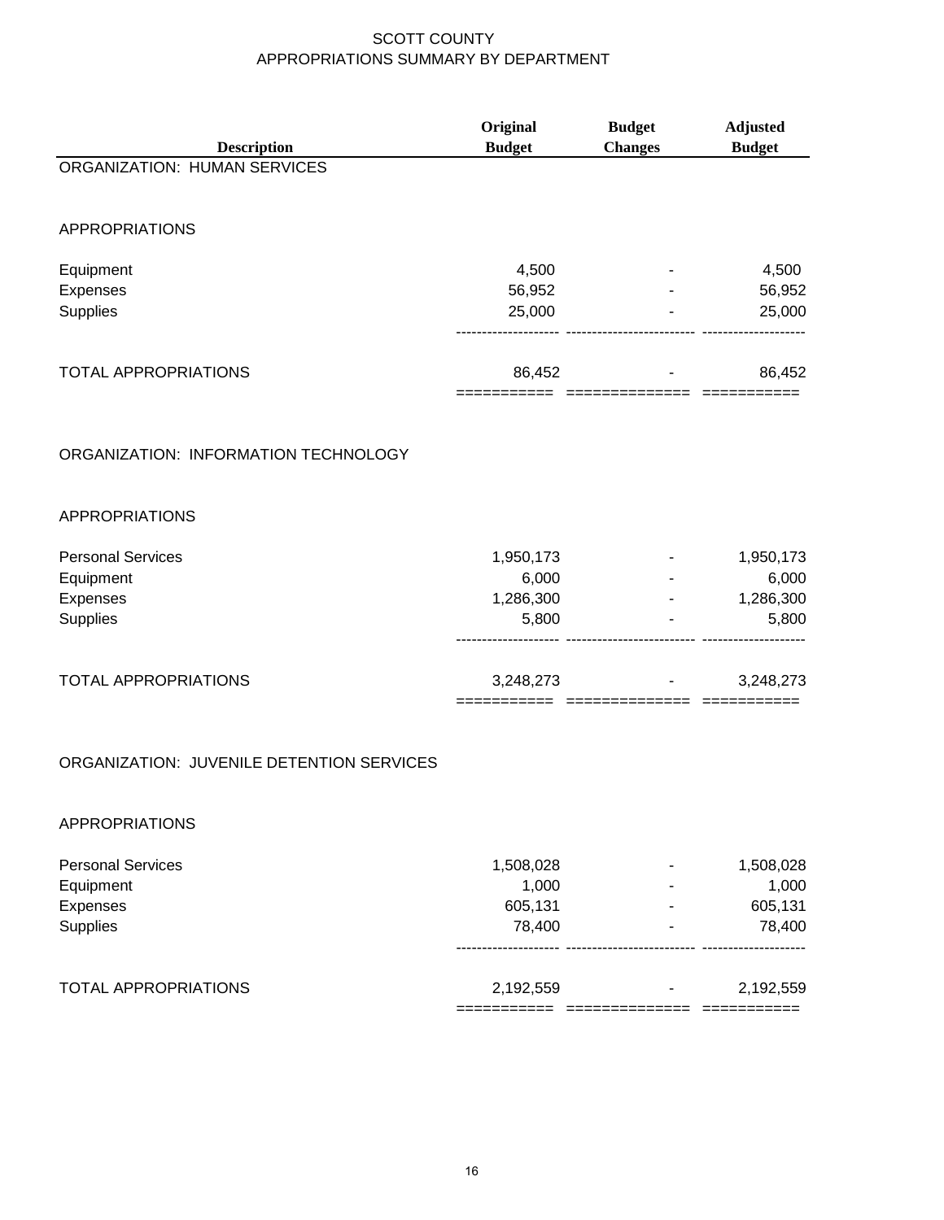SCOTT COUNTY
APPROPRIATIONS SUMMARY BY DEPARTMENT

| Description | Original Budget | Budget Changes | Adjusted Budget |
|---|---|---|---|
| **ORGANIZATION: HUMAN SERVICES** | | | |
| APPROPRIATIONS | | | |
| Equipment | 4,500 | - | 4,500 |
| Expenses | 56,952 | - | 56,952 |
| Supplies | 25,000 | - | 25,000 |
| TOTAL APPROPRIATIONS | 86,452 | - | 86,452 |
| **ORGANIZATION: INFORMATION TECHNOLOGY** | | | |
| APPROPRIATIONS | | | |
| Personal Services | 1,950,173 | - | 1,950,173 |
| Equipment | 6,000 | - | 6,000 |
| Expenses | 1,286,300 | - | 1,286,300 |
| Supplies | 5,800 | - | 5,800 |
| TOTAL APPROPRIATIONS | 3,248,273 | - | 3,248,273 |
| **ORGANIZATION: JUVENILE DETENTION SERVICES** | | | |
| APPROPRIATIONS | | | |
| Personal Services | 1,508,028 | - | 1,508,028 |
| Equipment | 1,000 | - | 1,000 |
| Expenses | 605,131 | - | 605,131 |
| Supplies | 78,400 | - | 78,400 |
| TOTAL APPROPRIATIONS | 2,192,559 | - | 2,192,559 |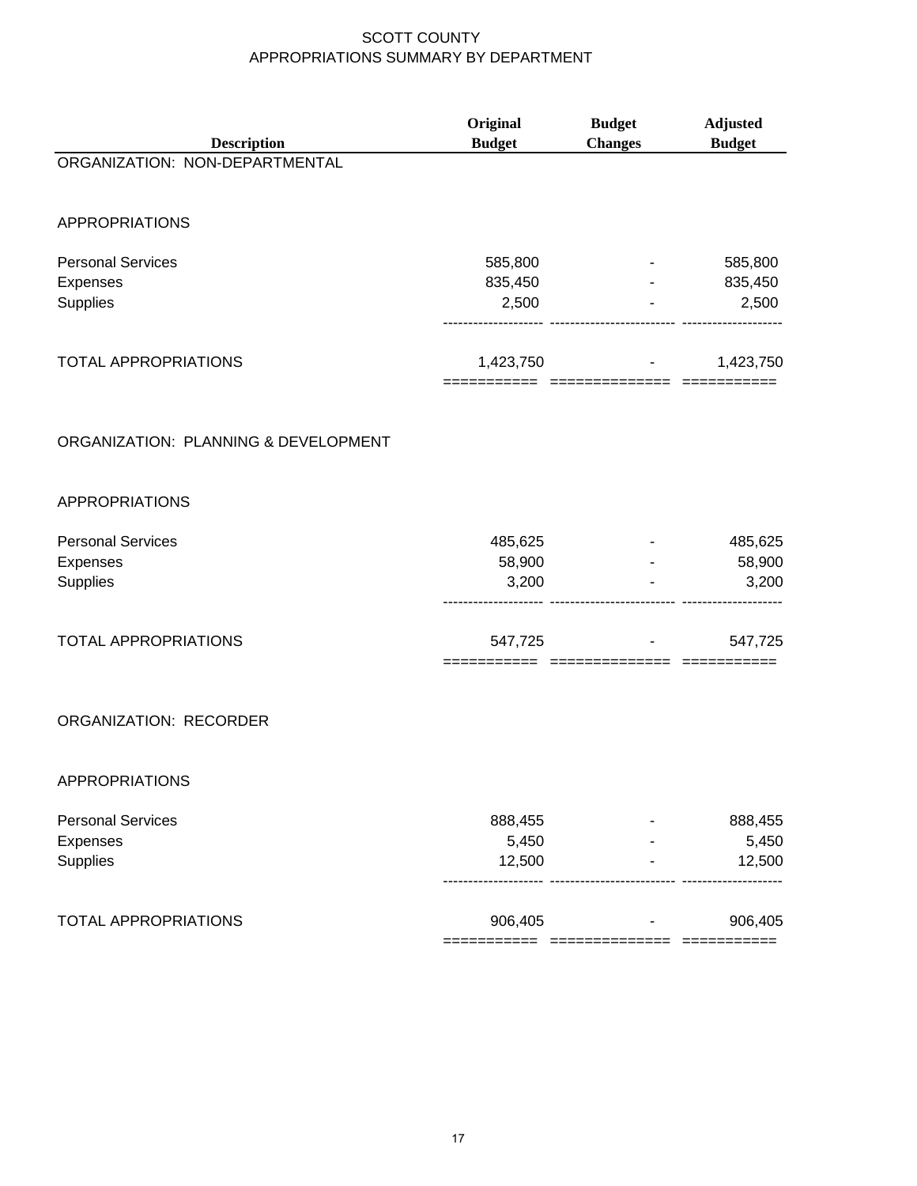# SCOTT COUNTY
## APPROPRIATIONS SUMMARY BY DEPARTMENT

| Description | Original Budget | Budget Changes | Adjusted Budget |
|---|---|---|---|
| **ORGANIZATION: NON-DEPARTMENTAL** | | | |
| APPROPRIATIONS | | | |
| Personal Services | 585,800 | - | 585,800 |
| Expenses | 835,450 | - | 835,450 |
| Supplies | 2,500 | - | 2,500 |
| TOTAL APPROPRIATIONS | 1,423,750 | - | 1,423,750 |
| **ORGANIZATION: PLANNING & DEVELOPMENT** | | | |
| APPROPRIATIONS | | | |
| Personal Services | 485,625 | - | 485,625 |
| Expenses | 58,900 | - | 58,900 |
| Supplies | 3,200 | - | 3,200 |
| TOTAL APPROPRIATIONS | 547,725 | - | 547,725 |
| **ORGANIZATION: RECORDER** | | | |
| APPROPRIATIONS | | | |
| Personal Services | 888,455 | - | 888,455 |
| Expenses | 5,450 | - | 5,450 |
| Supplies | 12,500 | - | 12,500 |
| TOTAL APPROPRIATIONS | 906,405 | - | 906,405 |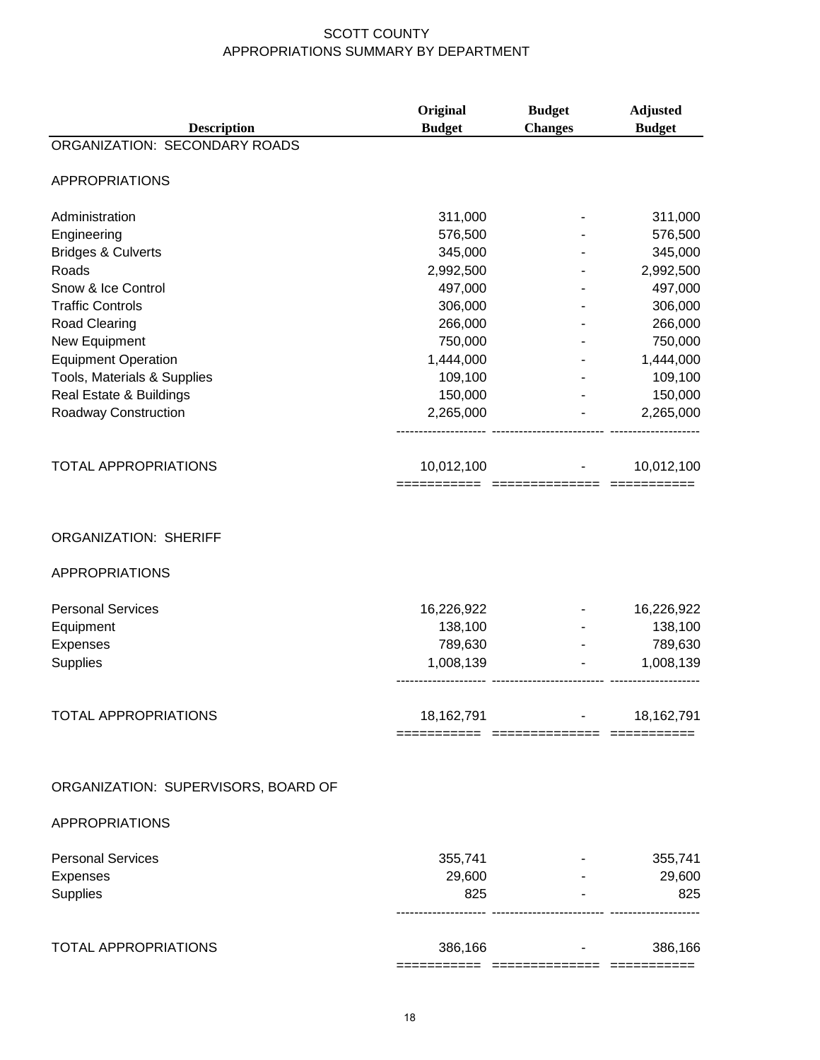# SCOTT COUNTY
## APPROPRIATIONS SUMMARY BY DEPARTMENT

| Description | Original Budget | Budget Changes | Adjusted Budget |
|---|---|---|---|
| **ORGANIZATION: SECONDARY ROADS** | | | |
| APPROPRIATIONS | | | |
| Administration | 311,000 | - | 311,000 |
| Engineering | 576,500 | - | 576,500 |
| Bridges & Culverts | 345,000 | - | 345,000 |
| Roads | 2,992,500 | - | 2,992,500 |
| Snow & Ice Control | 497,000 | - | 497,000 |
| Traffic Controls | 306,000 | - | 306,000 |
| Road Clearing | 266,000 | - | 266,000 |
| New Equipment | 750,000 | - | 750,000 |
| Equipment Operation | 1,444,000 | - | 1,444,000 |
| Tools, Materials & Supplies | 109,100 | - | 109,100 |
| Real Estate & Buildings | 150,000 | - | 150,000 |
| Roadway Construction | 2,265,000 | - | 2,265,000 |
| TOTAL APPROPRIATIONS | 10,012,100 | - | 10,012,100 |
| **ORGANIZATION: SHERIFF** | | | |
| APPROPRIATIONS | | | |
| Personal Services | 16,226,922 | - | 16,226,922 |
| Equipment | 138,100 | - | 138,100 |
| Expenses | 789,630 | - | 789,630 |
| Supplies | 1,008,139 | - | 1,008,139 |
| TOTAL APPROPRIATIONS | 18,162,791 | - | 18,162,791 |
| **ORGANIZATION: SUPERVISORS, BOARD OF** | | | |
| APPROPRIATIONS | | | |
| Personal Services | 355,741 | - | 355,741 |
| Expenses | 29,600 | - | 29,600 |
| Supplies | 825 | - | 825 |
| TOTAL APPROPRIATIONS | 386,166 | - | 386,166 |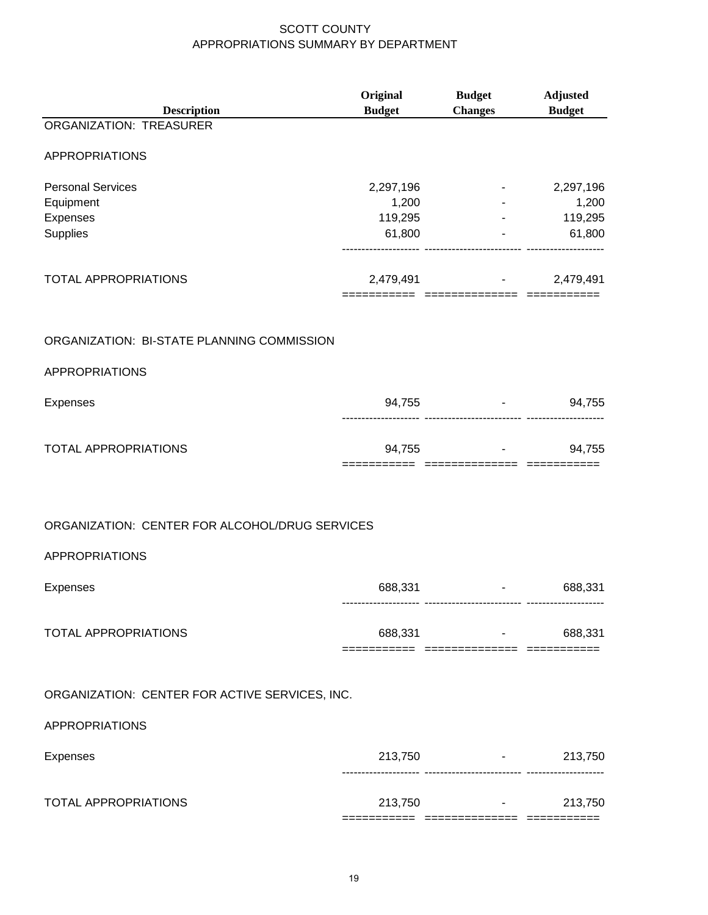# SCOTT COUNTY
## APPROPRIATIONS SUMMARY BY DEPARTMENT

| Description | Original Budget | Budget Changes | Adjusted Budget |
|---|---|---|---|
| **ORGANIZATION: TREASURER** | | | |
| APPROPRIATIONS | | | |
| Personal Services | 2,297,196 | - | 2,297,196 |
| Equipment | 1,200 | - | 1,200 |
| Expenses | 119,295 | - | 119,295 |
| Supplies | 61,800 | - | 61,800 |
| TOTAL APPROPRIATIONS | 2,479,491 | - | 2,479,491 |
| **ORGANIZATION: BI-STATE PLANNING COMMISSION** | | | |
| APPROPRIATIONS | | | |
| Expenses | 94,755 | - | 94,755 |
| TOTAL APPROPRIATIONS | 94,755 | - | 94,755 |
| **ORGANIZATION: CENTER FOR ALCOHOL/DRUG SERVICES** | | | |
| APPROPRIATIONS | | | |
| Expenses | 688,331 | - | 688,331 |
| TOTAL APPROPRIATIONS | 688,331 | - | 688,331 |
| **ORGANIZATION: CENTER FOR ACTIVE SERVICES, INC.** | | | |
| APPROPRIATIONS | | | |
| Expenses | 213,750 | - | 213,750 |
| TOTAL APPROPRIATIONS | 213,750 | - | 213,750 |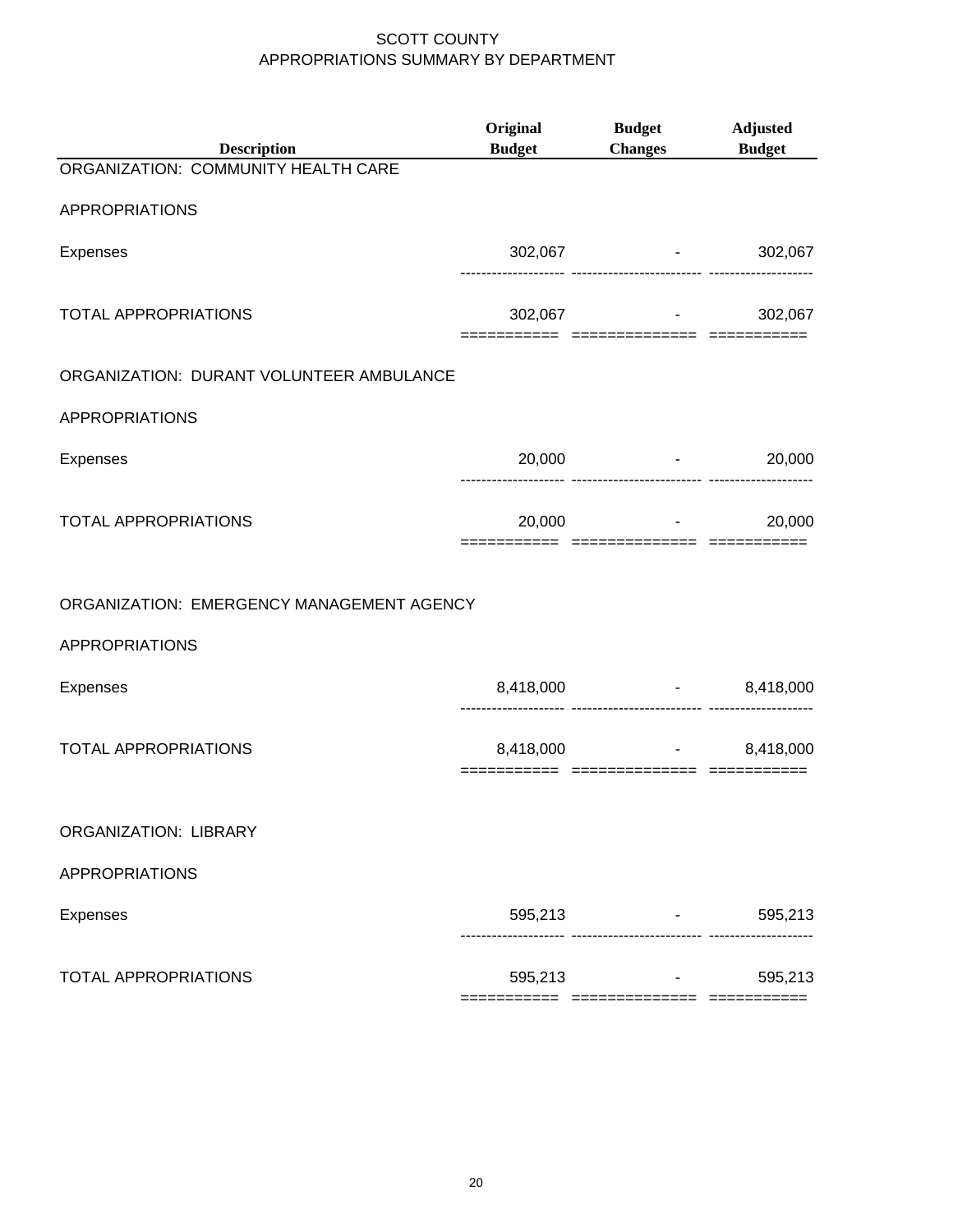# SCOTT COUNTY
## APPROPRIATIONS SUMMARY BY DEPARTMENT

| Description | Original Budget | Budget Changes | Adjusted Budget |
|---|---|---|---|
| ORGANIZATION: COMMUNITY HEALTH CARE | | | |
| APPROPRIATIONS | | | |
| Expenses | 302,067 | - | 302,067 |
| TOTAL APPROPRIATIONS | 302,067 | - | 302,067 |
| ORGANIZATION: DURANT VOLUNTEER AMBULANCE | | | |
| APPROPRIATIONS | | | |
| Expenses | 20,000 | - | 20,000 |
| TOTAL APPROPRIATIONS | 20,000 | - | 20,000 |
| ORGANIZATION: EMERGENCY MANAGEMENT AGENCY | | | |
| APPROPRIATIONS | | | |
| Expenses | 8,418,000 | - | 8,418,000 |
| TOTAL APPROPRIATIONS | 8,418,000 | - | 8,418,000 |
| ORGANIZATION: LIBRARY | | | |
| APPROPRIATIONS | | | |
| Expenses | 595,213 | - | 595,213 |
| TOTAL APPROPRIATIONS | 595,213 | - | 595,213 |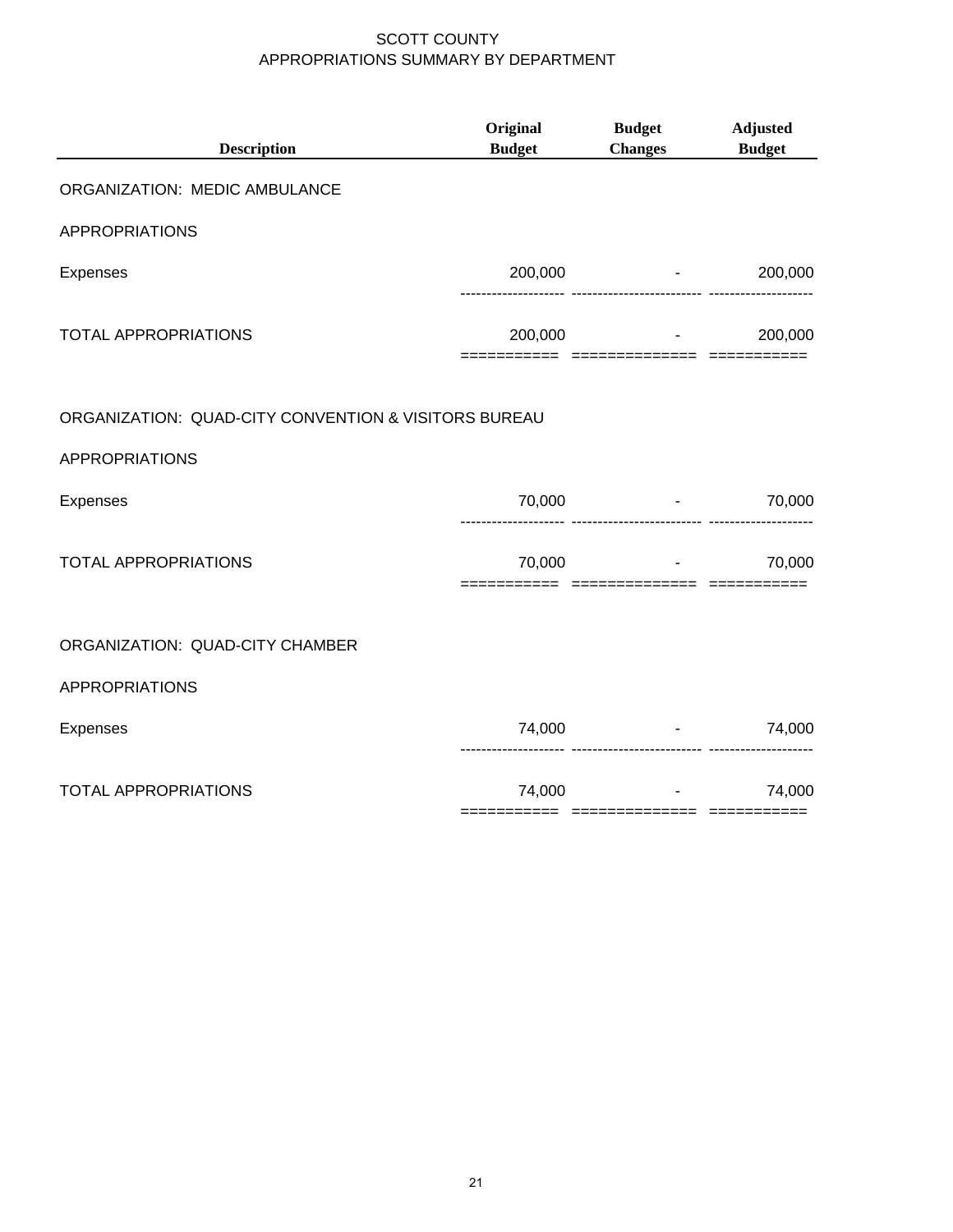# SCOTT COUNTY
## APPROPRIATIONS SUMMARY BY DEPARTMENT

| Description | Original Budget | Budget Changes | Adjusted Budget |
|---|---|---|---|
| ORGANIZATION: MEDIC AMBULANCE | | | |
| APPROPRIATIONS | | | |
| Expenses | 200,000 | - | 200,000 |
| TOTAL APPROPRIATIONS | 200,000 | - | 200,000 |
| ORGANIZATION: QUAD-CITY CONVENTION & VISITORS BUREAU | | | |
| APPROPRIATIONS | | | |
| Expenses | 70,000 | - | 70,000 |
| TOTAL APPROPRIATIONS | 70,000 | - | 70,000 |
| ORGANIZATION: QUAD-CITY CHAMBER | | | |
| APPROPRIATIONS | | | |
| Expenses | 74,000 | - | 74,000 |
| TOTAL APPROPRIATIONS | 74,000 | - | 74,000 |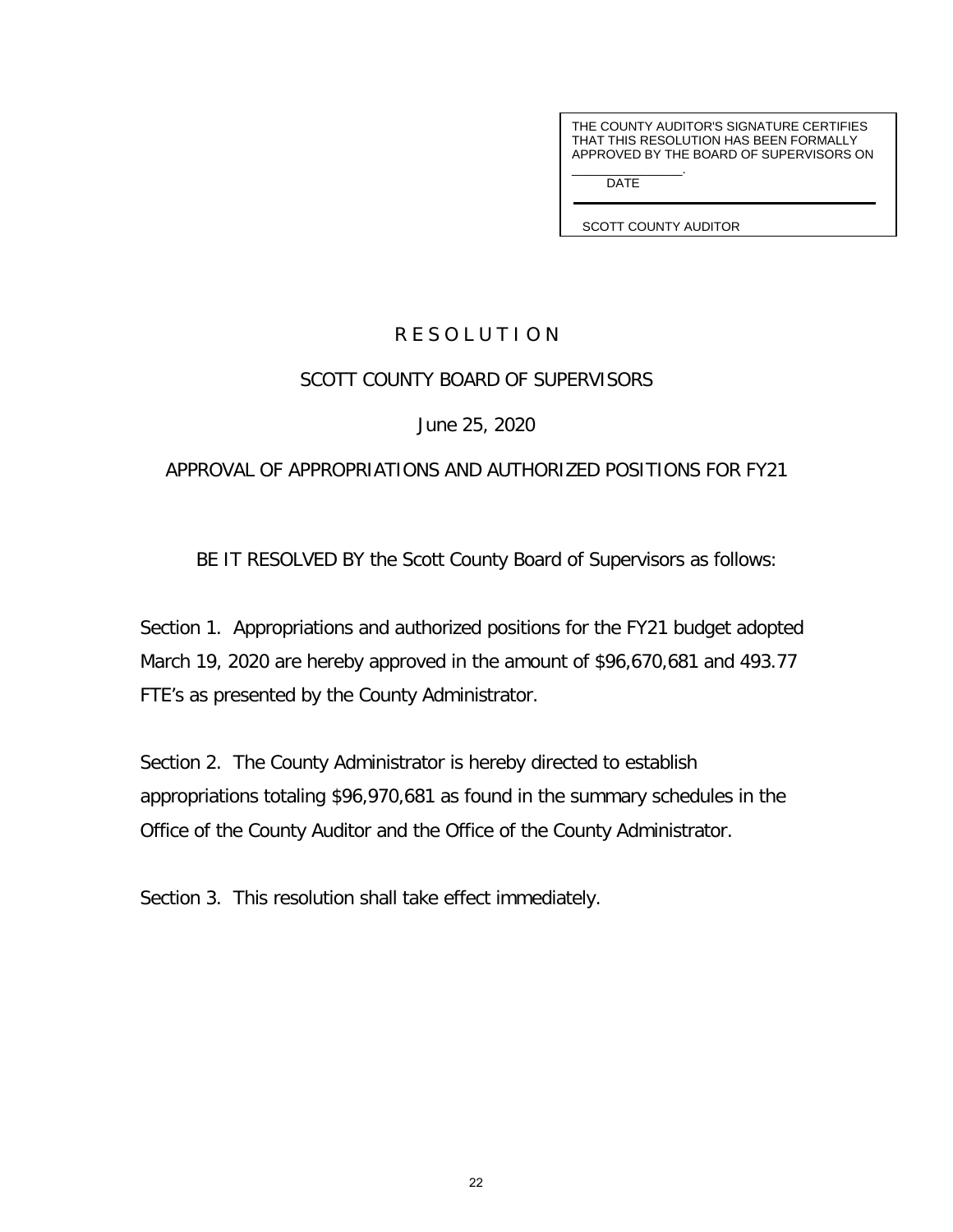THE COUNTY AUDITOR'S SIGNATURE CERTIFIES THAT THIS RESOLUTION HAS BEEN FORMALLY APPROVED BY THE BOARD OF SUPERVISORS ON

_______________.
DATE

_______________________________
SCOTT COUNTY AUDITOR

# R E S O L U T I O N

## SCOTT COUNTY BOARD OF SUPERVISORS

June 25, 2020

## APPROVAL OF APPROPRIATIONS AND AUTHORIZED POSITIONS FOR FY21

BE IT RESOLVED BY the Scott County Board of Supervisors as follows:

Section 1. Appropriations and authorized positions for the FY21 budget adopted March 19, 2020 are hereby approved in the amount of $96,670,681 and 493.77 FTE's as presented by the County Administrator.

Section 2. The County Administrator is hereby directed to establish appropriations totaling $96,970,681 as found in the summary schedules in the Office of the County Auditor and the Office of the County Administrator.

Section 3. This resolution shall take effect immediately.